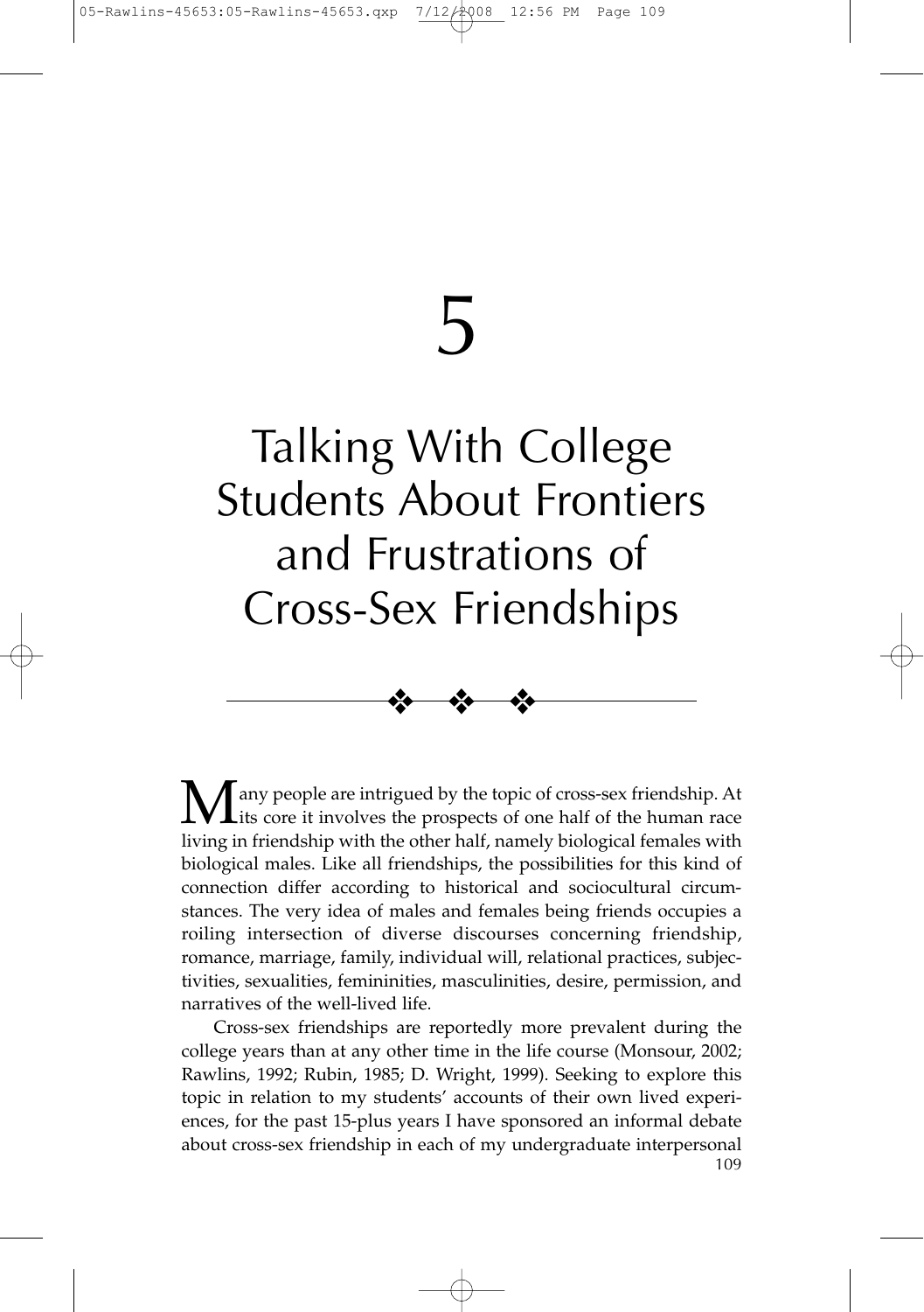# 5

# Talking With College Students About Frontiers and Frustrations of Cross-Sex Friendships

Many people are intrigued by the topic of cross-sex friendship. At its core it involves the prospects of one half of the human race living in friendship with the other half, namely biological females with biological males. Like all friendships, the possibilities for this kind of connection differ according to historical and sociocultural circumstances. The very idea of males and females being friends occupies a roiling intersection of diverse discourses concerning friendship, romance, marriage, family, individual will, relational practices, subjectivities, sexualities, femininities, masculinities, desire, permission, and narratives of the well-lived life.

Cross-sex friendships are reportedly more prevalent during the college years than at any other time in the life course (Monsour, 2002; Rawlins, 1992; Rubin, 1985; D. Wright, 1999). Seeking to explore this topic in relation to my students' accounts of their own lived experiences, for the past 15-plus years I have sponsored an informal debate about cross-sex friendship in each of my undergraduate interpersonal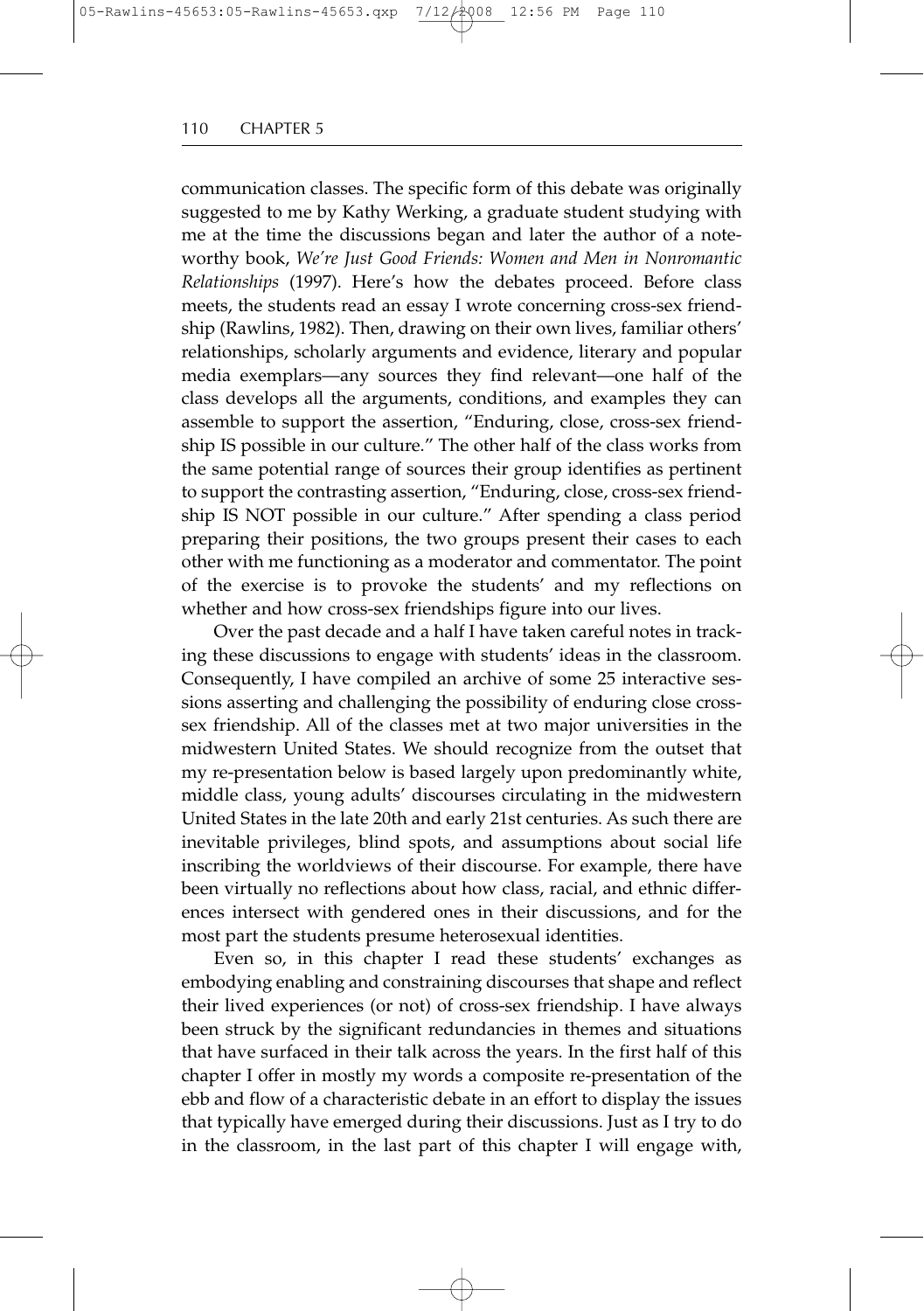communication classes. The specific form of this debate was originally suggested to me by Kathy Werking, a graduate student studying with me at the time the discussions began and later the author of a noteworthy book, *We're Just Good Friends: Women and Men in Nonromantic Relationships* (1997). Here's how the debates proceed. Before class meets, the students read an essay I wrote concerning cross-sex friendship (Rawlins, 1982). Then, drawing on their own lives, familiar others' relationships, scholarly arguments and evidence, literary and popular media exemplars—any sources they find relevant—one half of the class develops all the arguments, conditions, and examples they can assemble to support the assertion, "Enduring, close, cross-sex friendship IS possible in our culture." The other half of the class works from the same potential range of sources their group identifies as pertinent to support the contrasting assertion, "Enduring, close, cross-sex friendship IS NOT possible in our culture." After spending a class period preparing their positions, the two groups present their cases to each other with me functioning as a moderator and commentator. The point of the exercise is to provoke the students' and my reflections on whether and how cross-sex friendships figure into our lives.

Over the past decade and a half I have taken careful notes in tracking these discussions to engage with students' ideas in the classroom. Consequently, I have compiled an archive of some 25 interactive sessions asserting and challenging the possibility of enduring close cross-sex friendship. All of the classes met at two major universities in the midwestern United States. We should recognize from the outset that my re-presentation below is based largely upon predominantly white, middle class, young adults' discourses circulating in the midwestern United States in the late 20th and early 21st centuries. As such there are inevitable privileges, blind spots, and assumptions about social life inscribing the worldviews of their discourse. For example, there have been virtually no reflections about how class, racial, and ethnic differences intersect with gendered ones in their discussions, and for the most part the students presume heterosexual identities.

Even so, in this chapter I read these students' exchanges as embodying enabling and constraining discourses that shape and reflect their lived experiences (or not) of cross-sex friendship. I have always been struck by the significant redundancies in themes and situations that have surfaced in their talk across the years. In the first half of this chapter I offer in mostly my words a composite re-presentation of the ebb and flow of a characteristic debate in an effort to display the issues that typically have emerged during their discussions. Just as I try to do in the classroom, in the last part of this chapter I will engage with,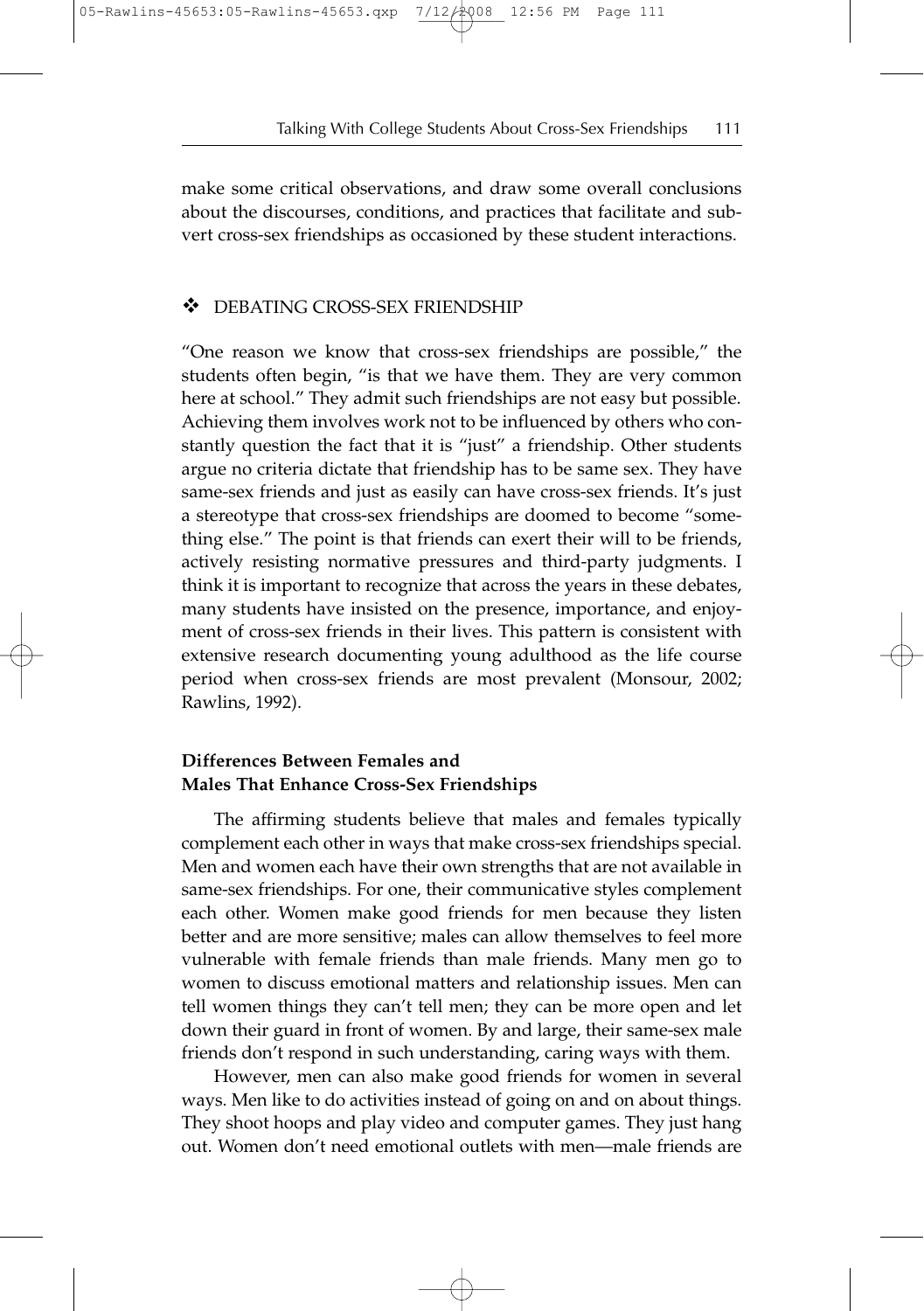make some critical observations, and draw some overall conclusions about the discourses, conditions, and practices that facilitate and subvert cross-sex friendships as occasioned by these student interactions.

## ❖ DEBATING CROSS-SEX FRIENDSHIP

"One reason we know that cross-sex friendships are possible," the students often begin, "is that we have them. They are very common here at school." They admit such friendships are not easy but possible. Achieving them involves work not to be influenced by others who constantly question the fact that it is "just" a friendship. Other students argue no criteria dictate that friendship has to be same sex. They have same-sex friends and just as easily can have cross-sex friends. It's just a stereotype that cross-sex friendships are doomed to become "something else." The point is that friends can exert their will to be friends, actively resisting normative pressures and third-party judgments. I think it is important to recognize that across the years in these debates, many students have insisted on the presence, importance, and enjoyment of cross-sex friends in their lives. This pattern is consistent with extensive research documenting young adulthood as the life course period when cross-sex friends are most prevalent (Monsour, 2002; Rawlins, 1992).

### Differences Between Females and Males That Enhance Cross-Sex Friendships

The affirming students believe that males and females typically complement each other in ways that make cross-sex friendships special. Men and women each have their own strengths that are not available in same-sex friendships. For one, their communicative styles complement each other. Women make good friends for men because they listen better and are more sensitive; males can allow themselves to feel more vulnerable with female friends than male friends. Many men go to women to discuss emotional matters and relationship issues. Men can tell women things they can't tell men; they can be more open and let down their guard in front of women. By and large, their same-sex male friends don't respond in such understanding, caring ways with them.

However, men can also make good friends for women in several ways. Men like to do activities instead of going on and on about things. They shoot hoops and play video and computer games. They just hang out. Women don't need emotional outlets with men—male friends are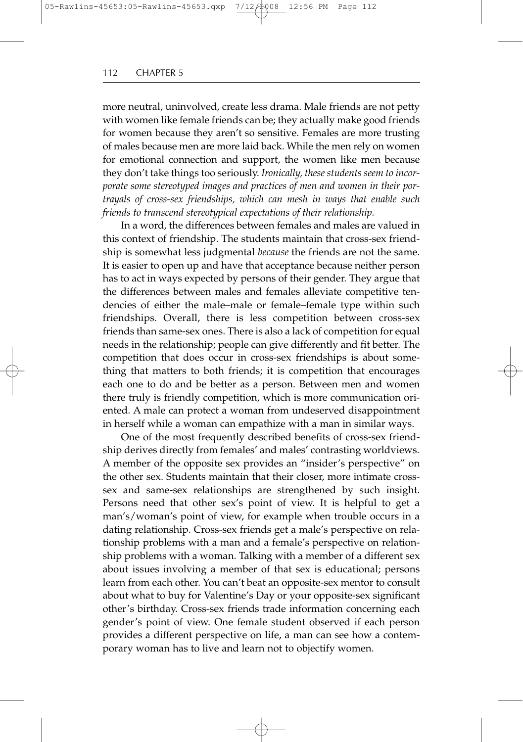more neutral, uninvolved, create less drama. Male friends are not petty with women like female friends can be; they actually make good friends for women because they aren't so sensitive. Females are more trusting of males because men are more laid back. While the men rely on women for emotional connection and support, the women like men because they don't take things too seriously. *Ironically, these students seem to incorporate some stereotyped images and practices of men and women in their portrayals of cross-sex friendships, which can mesh in ways that enable such friends to transcend stereotypical expectations of their relationship.*

In a word, the differences between females and males are valued in this context of friendship. The students maintain that cross-sex friendship is somewhat less judgmental *because* the friends are not the same. It is easier to open up and have that acceptance because neither person has to act in ways expected by persons of their gender. They argue that the differences between males and females alleviate competitive tendencies of either the male–male or female–female type within such friendships. Overall, there is less competition between cross-sex friends than same-sex ones. There is also a lack of competition for equal needs in the relationship; people can give differently and fit better. The competition that does occur in cross-sex friendships is about something that matters to both friends; it is competition that encourages each one to do and be better as a person. Between men and women there truly is friendly competition, which is more communication oriented. A male can protect a woman from undeserved disappointment in herself while a woman can empathize with a man in similar ways.

One of the most frequently described benefits of cross-sex friendship derives directly from females' and males' contrasting worldviews. A member of the opposite sex provides an "insider's perspective" on the other sex. Students maintain that their closer, more intimate cross-sex and same-sex relationships are strengthened by such insight. Persons need that other sex's point of view. It is helpful to get a man's/woman's point of view, for example when trouble occurs in a dating relationship. Cross-sex friends get a male's perspective on relationship problems with a man and a female's perspective on relationship problems with a woman. Talking with a member of a different sex about issues involving a member of that sex is educational; persons learn from each other. You can't beat an opposite-sex mentor to consult about what to buy for Valentine's Day or your opposite-sex significant other's birthday. Cross-sex friends trade information concerning each gender's point of view. One female student observed if each person provides a different perspective on life, a man can see how a contemporary woman has to live and learn not to objectify women.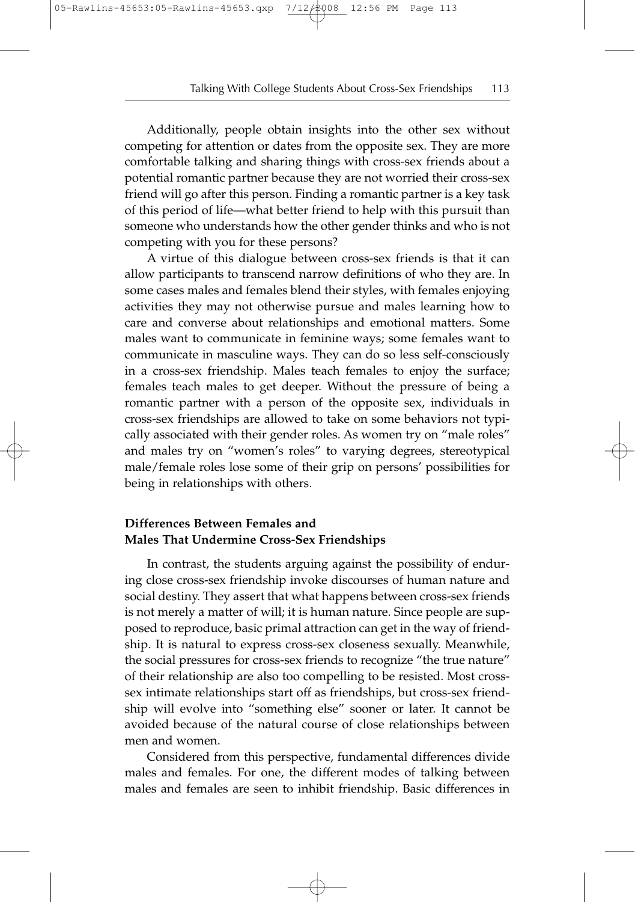Additionally, people obtain insights into the other sex without competing for attention or dates from the opposite sex. They are more comfortable talking and sharing things with cross-sex friends about a potential romantic partner because they are not worried their cross-sex friend will go after this person. Finding a romantic partner is a key task of this period of life—what better friend to help with this pursuit than someone who understands how the other gender thinks and who is not competing with you for these persons?

A virtue of this dialogue between cross-sex friends is that it can allow participants to transcend narrow definitions of who they are. In some cases males and females blend their styles, with females enjoying activities they may not otherwise pursue and males learning how to care and converse about relationships and emotional matters. Some males want to communicate in feminine ways; some females want to communicate in masculine ways. They can do so less self-consciously in a cross-sex friendship. Males teach females to enjoy the surface; females teach males to get deeper. Without the pressure of being a romantic partner with a person of the opposite sex, individuals in cross-sex friendships are allowed to take on some behaviors not typically associated with their gender roles. As women try on "male roles" and males try on "women's roles" to varying degrees, stereotypical male/female roles lose some of their grip on persons' possibilities for being in relationships with others.

### Differences Between Females and Males That Undermine Cross-Sex Friendships

In contrast, the students arguing against the possibility of enduring close cross-sex friendship invoke discourses of human nature and social destiny. They assert that what happens between cross-sex friends is not merely a matter of will; it is human nature. Since people are supposed to reproduce, basic primal attraction can get in the way of friendship. It is natural to express cross-sex closeness sexually. Meanwhile, the social pressures for cross-sex friends to recognize "the true nature" of their relationship are also too compelling to be resisted. Most cross-sex intimate relationships start off as friendships, but cross-sex friendship will evolve into "something else" sooner or later. It cannot be avoided because of the natural course of close relationships between men and women.

Considered from this perspective, fundamental differences divide males and females. For one, the different modes of talking between males and females are seen to inhibit friendship. Basic differences in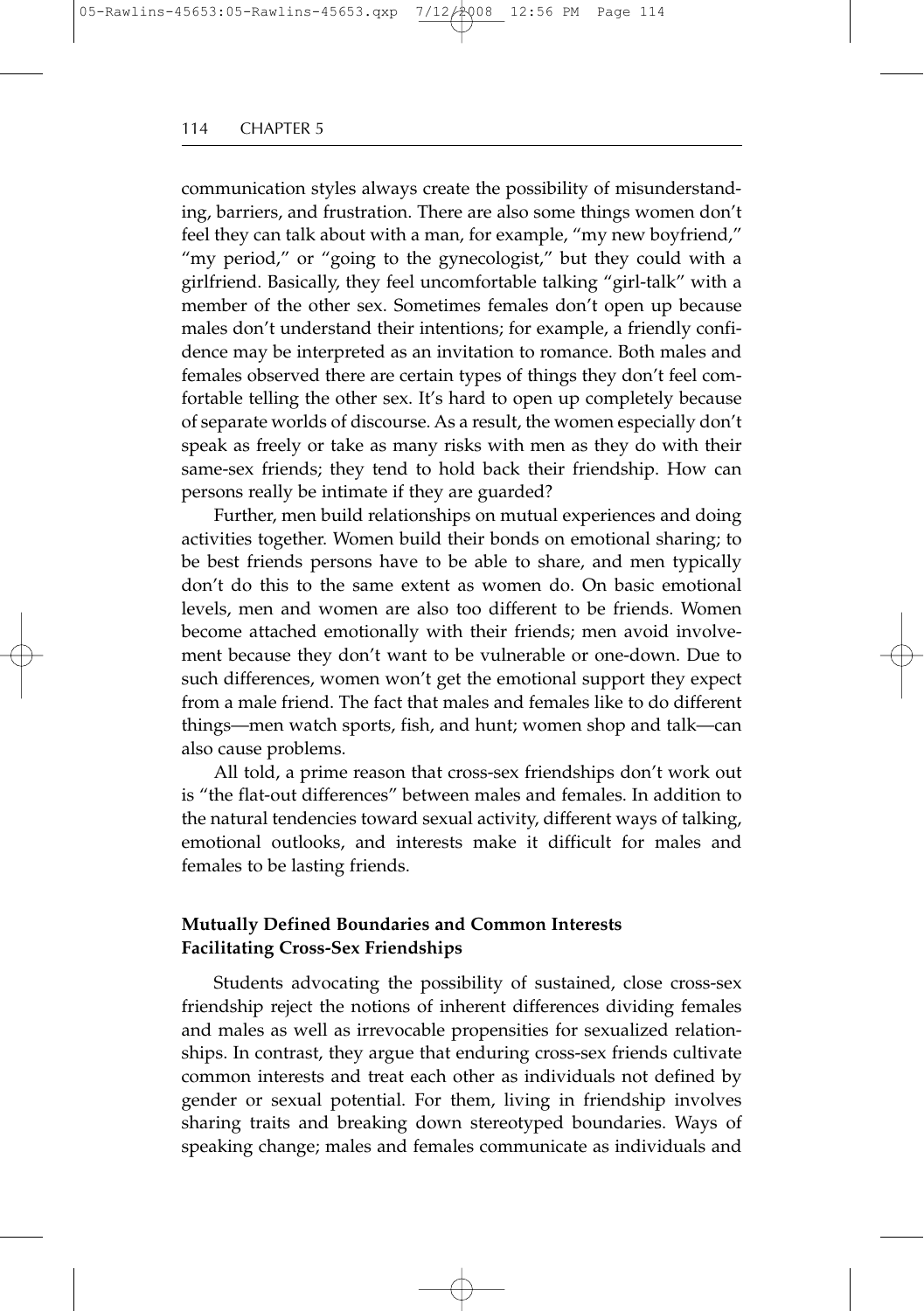communication styles always create the possibility of misunderstanding, barriers, and frustration. There are also some things women don't feel they can talk about with a man, for example, "my new boyfriend," "my period," or "going to the gynecologist," but they could with a girlfriend. Basically, they feel uncomfortable talking "girl-talk" with a member of the other sex. Sometimes females don't open up because males don't understand their intentions; for example, a friendly confidence may be interpreted as an invitation to romance. Both males and females observed there are certain types of things they don't feel comfortable telling the other sex. It's hard to open up completely because of separate worlds of discourse. As a result, the women especially don't speak as freely or take as many risks with men as they do with their same-sex friends; they tend to hold back their friendship. How can persons really be intimate if they are guarded?

Further, men build relationships on mutual experiences and doing activities together. Women build their bonds on emotional sharing; to be best friends persons have to be able to share, and men typically don't do this to the same extent as women do. On basic emotional levels, men and women are also too different to be friends. Women become attached emotionally with their friends; men avoid involvement because they don't want to be vulnerable or one-down. Due to such differences, women won't get the emotional support they expect from a male friend. The fact that males and females like to do different things—men watch sports, fish, and hunt; women shop and talk—can also cause problems.

All told, a prime reason that cross-sex friendships don't work out is "the flat-out differences" between males and females. In addition to the natural tendencies toward sexual activity, different ways of talking, emotional outlooks, and interests make it difficult for males and females to be lasting friends.

### Mutually Defined Boundaries and Common Interests Facilitating Cross-Sex Friendships

Students advocating the possibility of sustained, close cross-sex friendship reject the notions of inherent differences dividing females and males as well as irrevocable propensities for sexualized relationships. In contrast, they argue that enduring cross-sex friends cultivate common interests and treat each other as individuals not defined by gender or sexual potential. For them, living in friendship involves sharing traits and breaking down stereotyped boundaries. Ways of speaking change; males and females communicate as individuals and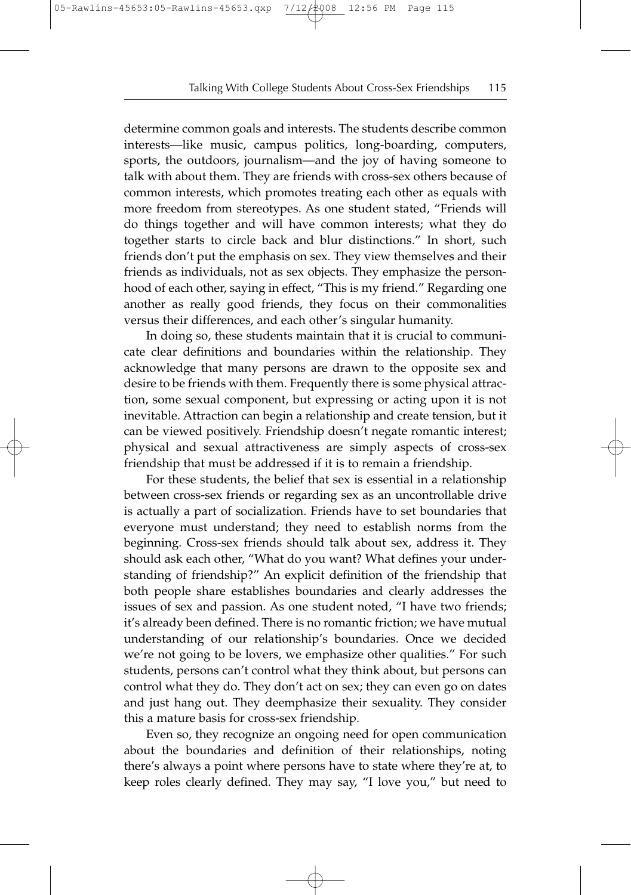determine common goals and interests. The students describe common interests—like music, campus politics, long-boarding, computers, sports, the outdoors, journalism—and the joy of having someone to talk with about them. They are friends with cross-sex others because of common interests, which promotes treating each other as equals with more freedom from stereotypes. As one student stated, "Friends will do things together and will have common interests; what they do together starts to circle back and blur distinctions." In short, such friends don't put the emphasis on sex. They view themselves and their friends as individuals, not as sex objects. They emphasize the personhood of each other, saying in effect, "This is my friend." Regarding one another as really good friends, they focus on their commonalities versus their differences, and each other's singular humanity.

In doing so, these students maintain that it is crucial to communicate clear definitions and boundaries within the relationship. They acknowledge that many persons are drawn to the opposite sex and desire to be friends with them. Frequently there is some physical attraction, some sexual component, but expressing or acting upon it is not inevitable. Attraction can begin a relationship and create tension, but it can be viewed positively. Friendship doesn't negate romantic interest; physical and sexual attractiveness are simply aspects of cross-sex friendship that must be addressed if it is to remain a friendship.

For these students, the belief that sex is essential in a relationship between cross-sex friends or regarding sex as an uncontrollable drive is actually a part of socialization. Friends have to set boundaries that everyone must understand; they need to establish norms from the beginning. Cross-sex friends should talk about sex, address it. They should ask each other, "What do you want? What defines your understanding of friendship?" An explicit definition of the friendship that both people share establishes boundaries and clearly addresses the issues of sex and passion. As one student noted, "I have two friends; it's already been defined. There is no romantic friction; we have mutual understanding of our relationship's boundaries. Once we decided we're not going to be lovers, we emphasize other qualities." For such students, persons can't control what they think about, but persons can control what they do. They don't act on sex; they can even go on dates and just hang out. They deemphasize their sexuality. They consider this a mature basis for cross-sex friendship.

Even so, they recognize an ongoing need for open communication about the boundaries and definition of their relationships, noting there's always a point where persons have to state where they're at, to keep roles clearly defined. They may say, "I love you," but need to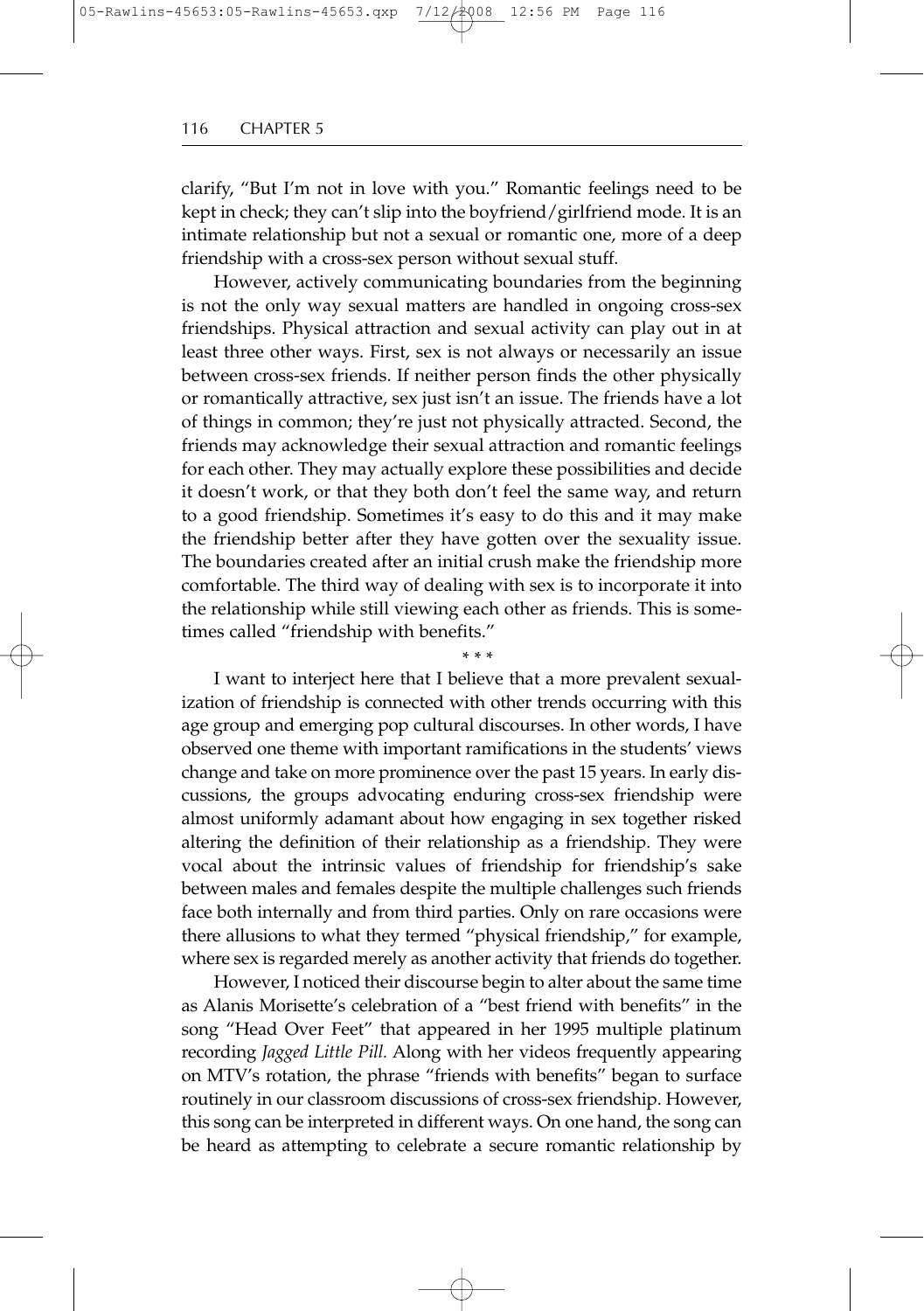clarify, "But I'm not in love with you." Romantic feelings need to be kept in check; they can't slip into the boyfriend/girlfriend mode. It is an intimate relationship but not a sexual or romantic one, more of a deep friendship with a cross-sex person without sexual stuff.

However, actively communicating boundaries from the beginning is not the only way sexual matters are handled in ongoing cross-sex friendships. Physical attraction and sexual activity can play out in at least three other ways. First, sex is not always or necessarily an issue between cross-sex friends. If neither person finds the other physically or romantically attractive, sex just isn't an issue. The friends have a lot of things in common; they're just not physically attracted. Second, the friends may acknowledge their sexual attraction and romantic feelings for each other. They may actually explore these possibilities and decide it doesn't work, or that they both don't feel the same way, and return to a good friendship. Sometimes it's easy to do this and it may make the friendship better after they have gotten over the sexuality issue. The boundaries created after an initial crush make the friendship more comfortable. The third way of dealing with sex is to incorporate it into the relationship while still viewing each other as friends. This is sometimes called "friendship with benefits."

\* \* \*

I want to interject here that I believe that a more prevalent sexualization of friendship is connected with other trends occurring with this age group and emerging pop cultural discourses. In other words, I have observed one theme with important ramifications in the students' views change and take on more prominence over the past 15 years. In early discussions, the groups advocating enduring cross-sex friendship were almost uniformly adamant about how engaging in sex together risked altering the definition of their relationship as a friendship. They were vocal about the intrinsic values of friendship for friendship's sake between males and females despite the multiple challenges such friends face both internally and from third parties. Only on rare occasions were there allusions to what they termed "physical friendship," for example, where sex is regarded merely as another activity that friends do together.

However, I noticed their discourse begin to alter about the same time as Alanis Morisette's celebration of a "best friend with benefits" in the song "Head Over Feet" that appeared in her 1995 multiple platinum recording *Jagged Little Pill.* Along with her videos frequently appearing on MTV's rotation, the phrase "friends with benefits" began to surface routinely in our classroom discussions of cross-sex friendship. However, this song can be interpreted in different ways. On one hand, the song can be heard as attempting to celebrate a secure romantic relationship by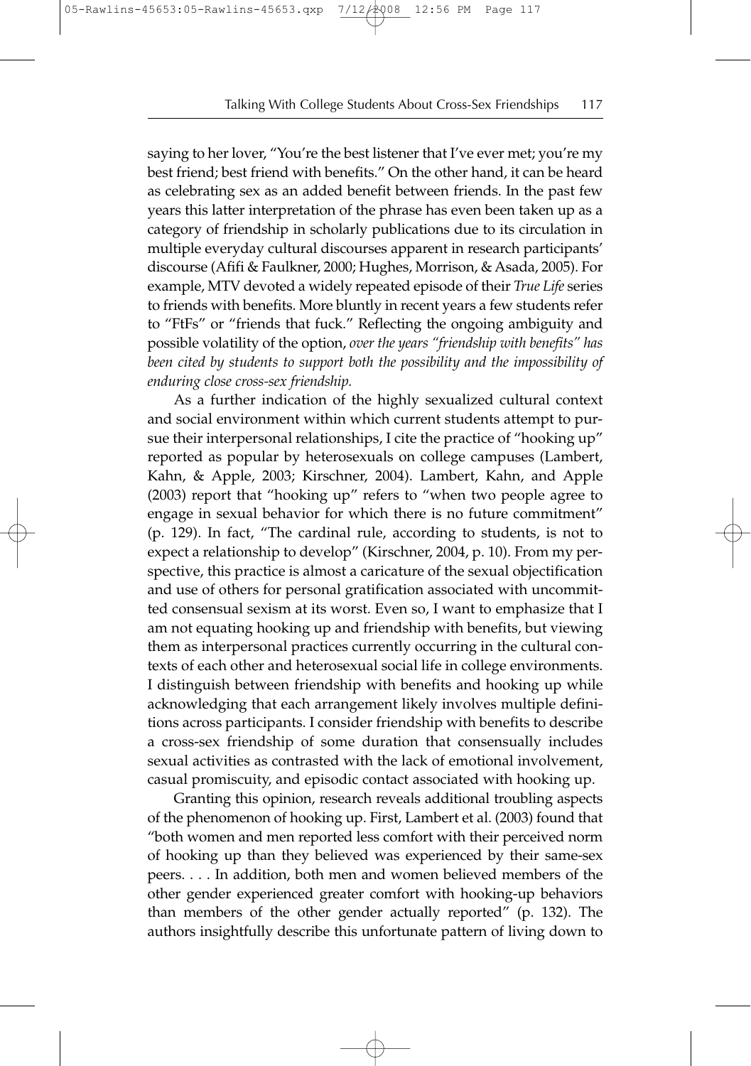saying to her lover, "You're the best listener that I've ever met; you're my best friend; best friend with benefits." On the other hand, it can be heard as celebrating sex as an added benefit between friends. In the past few years this latter interpretation of the phrase has even been taken up as a category of friendship in scholarly publications due to its circulation in multiple everyday cultural discourses apparent in research participants' discourse (Afifi & Faulkner, 2000; Hughes, Morrison, & Asada, 2005). For example, MTV devoted a widely repeated episode of their *True Life* series to friends with benefits. More bluntly in recent years a few students refer to "FtFs" or "friends that fuck." Reflecting the ongoing ambiguity and possible volatility of the option, *over the years "friendship with benefits" has been cited by students to support both the possibility and the impossibility of enduring close cross-sex friendship.*

As a further indication of the highly sexualized cultural context and social environment within which current students attempt to pursue their interpersonal relationships, I cite the practice of "hooking up" reported as popular by heterosexuals on college campuses (Lambert, Kahn, & Apple, 2003; Kirschner, 2004). Lambert, Kahn, and Apple (2003) report that "hooking up" refers to "when two people agree to engage in sexual behavior for which there is no future commitment" (p. 129). In fact, "The cardinal rule, according to students, is not to expect a relationship to develop" (Kirschner, 2004, p. 10). From my perspective, this practice is almost a caricature of the sexual objectification and use of others for personal gratification associated with uncommitted consensual sexism at its worst. Even so, I want to emphasize that I am not equating hooking up and friendship with benefits, but viewing them as interpersonal practices currently occurring in the cultural contexts of each other and heterosexual social life in college environments. I distinguish between friendship with benefits and hooking up while acknowledging that each arrangement likely involves multiple definitions across participants. I consider friendship with benefits to describe a cross-sex friendship of some duration that consensually includes sexual activities as contrasted with the lack of emotional involvement, casual promiscuity, and episodic contact associated with hooking up.

Granting this opinion, research reveals additional troubling aspects of the phenomenon of hooking up. First, Lambert et al. (2003) found that "both women and men reported less comfort with their perceived norm of hooking up than they believed was experienced by their same-sex peers. . . . In addition, both men and women believed members of the other gender experienced greater comfort with hooking-up behaviors than members of the other gender actually reported" (p. 132). The authors insightfully describe this unfortunate pattern of living down to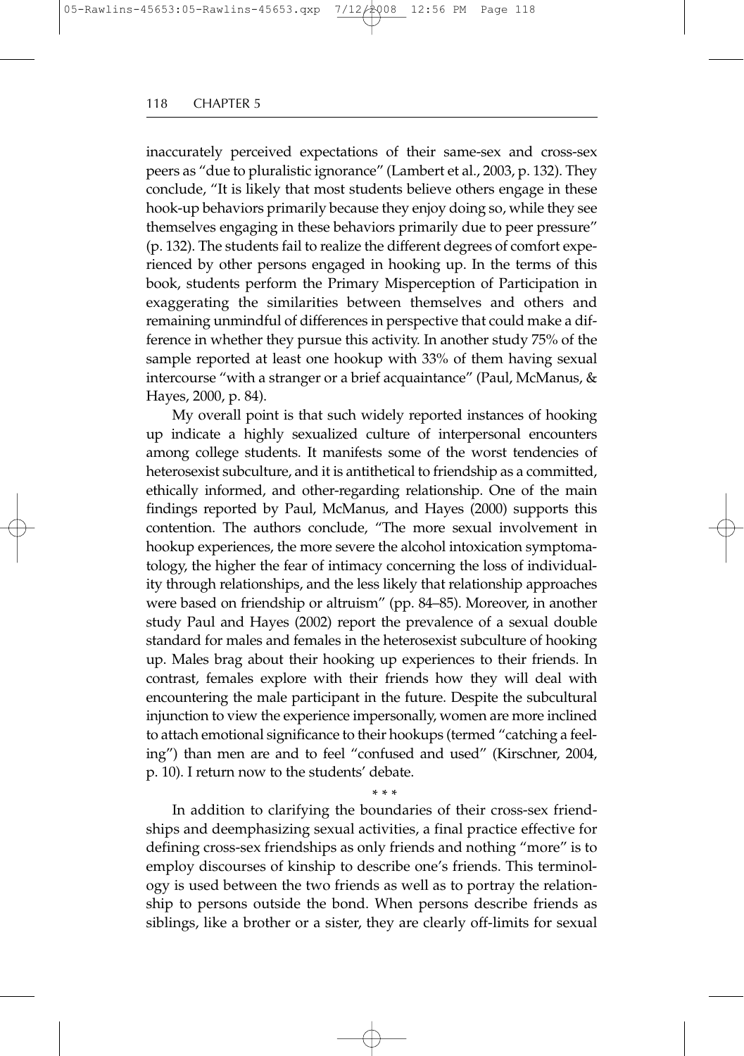inaccurately perceived expectations of their same-sex and cross-sex peers as "due to pluralistic ignorance" (Lambert et al., 2003, p. 132). They conclude, "It is likely that most students believe others engage in these hook-up behaviors primarily because they enjoy doing so, while they see themselves engaging in these behaviors primarily due to peer pressure" (p. 132). The students fail to realize the different degrees of comfort experienced by other persons engaged in hooking up. In the terms of this book, students perform the Primary Misperception of Participation in exaggerating the similarities between themselves and others and remaining unmindful of differences in perspective that could make a difference in whether they pursue this activity. In another study 75% of the sample reported at least one hookup with 33% of them having sexual intercourse "with a stranger or a brief acquaintance" (Paul, McManus, & Hayes, 2000, p. 84).

My overall point is that such widely reported instances of hooking up indicate a highly sexualized culture of interpersonal encounters among college students. It manifests some of the worst tendencies of heterosexist subculture, and it is antithetical to friendship as a committed, ethically informed, and other-regarding relationship. One of the main findings reported by Paul, McManus, and Hayes (2000) supports this contention. The authors conclude, "The more sexual involvement in hookup experiences, the more severe the alcohol intoxication symptomatology, the higher the fear of intimacy concerning the loss of individuality through relationships, and the less likely that relationship approaches were based on friendship or altruism" (pp. 84–85). Moreover, in another study Paul and Hayes (2002) report the prevalence of a sexual double standard for males and females in the heterosexist subculture of hooking up. Males brag about their hooking up experiences to their friends. In contrast, females explore with their friends how they will deal with encountering the male participant in the future. Despite the subcultural injunction to view the experience impersonally, women are more inclined to attach emotional significance to their hookups (termed "catching a feeling") than men are and to feel "confused and used" (Kirschner, 2004, p. 10). I return now to the students' debate.

\* \* \*

In addition to clarifying the boundaries of their cross-sex friendships and deemphasizing sexual activities, a final practice effective for defining cross-sex friendships as only friends and nothing "more" is to employ discourses of kinship to describe one's friends. This terminology is used between the two friends as well as to portray the relationship to persons outside the bond. When persons describe friends as siblings, like a brother or a sister, they are clearly off-limits for sexual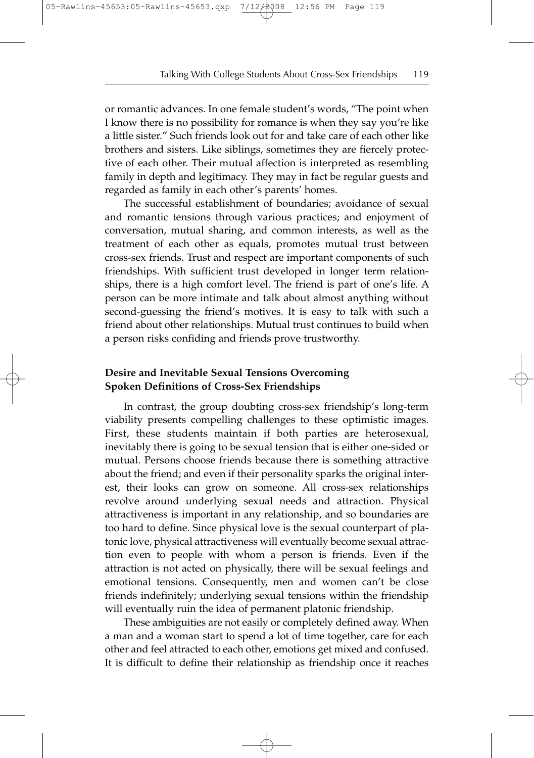or romantic advances. In one female student's words, "The point when I know there is no possibility for romance is when they say you're like a little sister." Such friends look out for and take care of each other like brothers and sisters. Like siblings, sometimes they are fiercely protective of each other. Their mutual affection is interpreted as resembling family in depth and legitimacy. They may in fact be regular guests and regarded as family in each other's parents' homes.

The successful establishment of boundaries; avoidance of sexual and romantic tensions through various practices; and enjoyment of conversation, mutual sharing, and common interests, as well as the treatment of each other as equals, promotes mutual trust between cross-sex friends. Trust and respect are important components of such friendships. With sufficient trust developed in longer term relationships, there is a high comfort level. The friend is part of one's life. A person can be more intimate and talk about almost anything without second-guessing the friend's motives. It is easy to talk with such a friend about other relationships. Mutual trust continues to build when a person risks confiding and friends prove trustworthy.

### Desire and Inevitable Sexual Tensions Overcoming Spoken Definitions of Cross-Sex Friendships

In contrast, the group doubting cross-sex friendship's long-term viability presents compelling challenges to these optimistic images. First, these students maintain if both parties are heterosexual, inevitably there is going to be sexual tension that is either one-sided or mutual. Persons choose friends because there is something attractive about the friend; and even if their personality sparks the original interest, their looks can grow on someone. All cross-sex relationships revolve around underlying sexual needs and attraction. Physical attractiveness is important in any relationship, and so boundaries are too hard to define. Since physical love is the sexual counterpart of platonic love, physical attractiveness will eventually become sexual attraction even to people with whom a person is friends. Even if the attraction is not acted on physically, there will be sexual feelings and emotional tensions. Consequently, men and women can't be close friends indefinitely; underlying sexual tensions within the friendship will eventually ruin the idea of permanent platonic friendship.

These ambiguities are not easily or completely defined away. When a man and a woman start to spend a lot of time together, care for each other and feel attracted to each other, emotions get mixed and confused. It is difficult to define their relationship as friendship once it reaches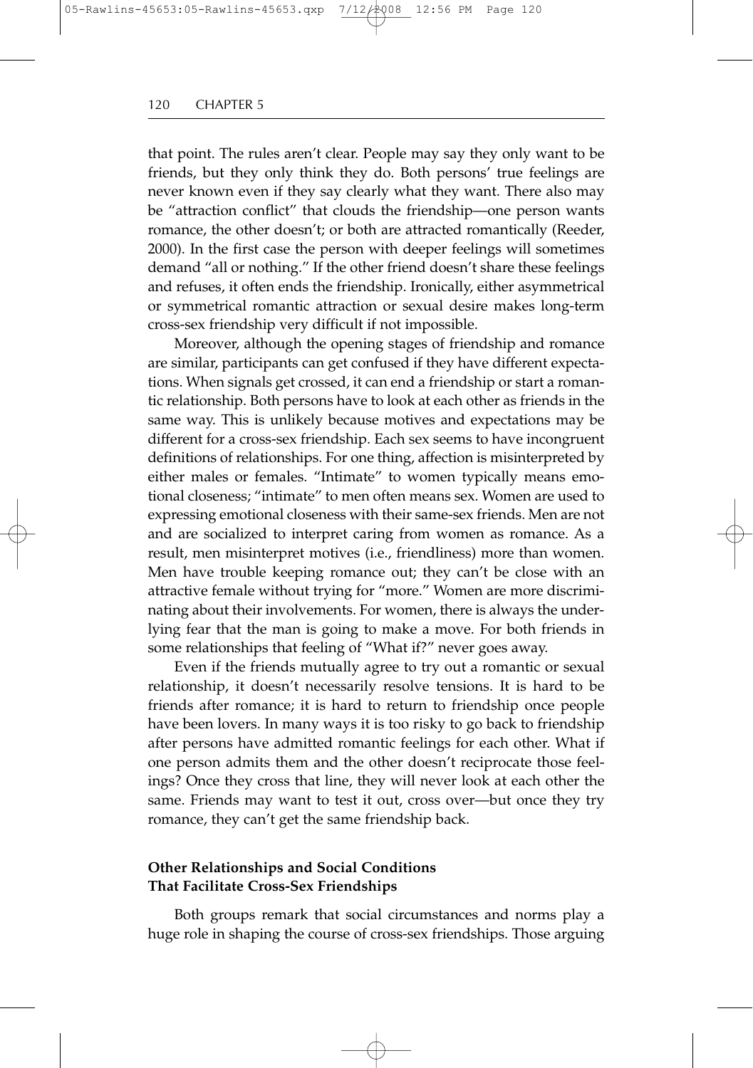that point. The rules aren't clear. People may say they only want to be friends, but they only think they do. Both persons' true feelings are never known even if they say clearly what they want. There also may be "attraction conflict" that clouds the friendship—one person wants romance, the other doesn't; or both are attracted romantically (Reeder, 2000). In the first case the person with deeper feelings will sometimes demand "all or nothing." If the other friend doesn't share these feelings and refuses, it often ends the friendship. Ironically, either asymmetrical or symmetrical romantic attraction or sexual desire makes long-term cross-sex friendship very difficult if not impossible.

Moreover, although the opening stages of friendship and romance are similar, participants can get confused if they have different expectations. When signals get crossed, it can end a friendship or start a romantic relationship. Both persons have to look at each other as friends in the same way. This is unlikely because motives and expectations may be different for a cross-sex friendship. Each sex seems to have incongruent definitions of relationships. For one thing, affection is misinterpreted by either males or females. "Intimate" to women typically means emotional closeness; "intimate" to men often means sex. Women are used to expressing emotional closeness with their same-sex friends. Men are not and are socialized to interpret caring from women as romance. As a result, men misinterpret motives (i.e., friendliness) more than women. Men have trouble keeping romance out; they can't be close with an attractive female without trying for "more." Women are more discriminating about their involvements. For women, there is always the underlying fear that the man is going to make a move. For both friends in some relationships that feeling of "What if?" never goes away.

Even if the friends mutually agree to try out a romantic or sexual relationship, it doesn't necessarily resolve tensions. It is hard to be friends after romance; it is hard to return to friendship once people have been lovers. In many ways it is too risky to go back to friendship after persons have admitted romantic feelings for each other. What if one person admits them and the other doesn't reciprocate those feelings? Once they cross that line, they will never look at each other the same. Friends may want to test it out, cross over—but once they try romance, they can't get the same friendship back.

### Other Relationships and Social Conditions That Facilitate Cross-Sex Friendships

Both groups remark that social circumstances and norms play a huge role in shaping the course of cross-sex friendships. Those arguing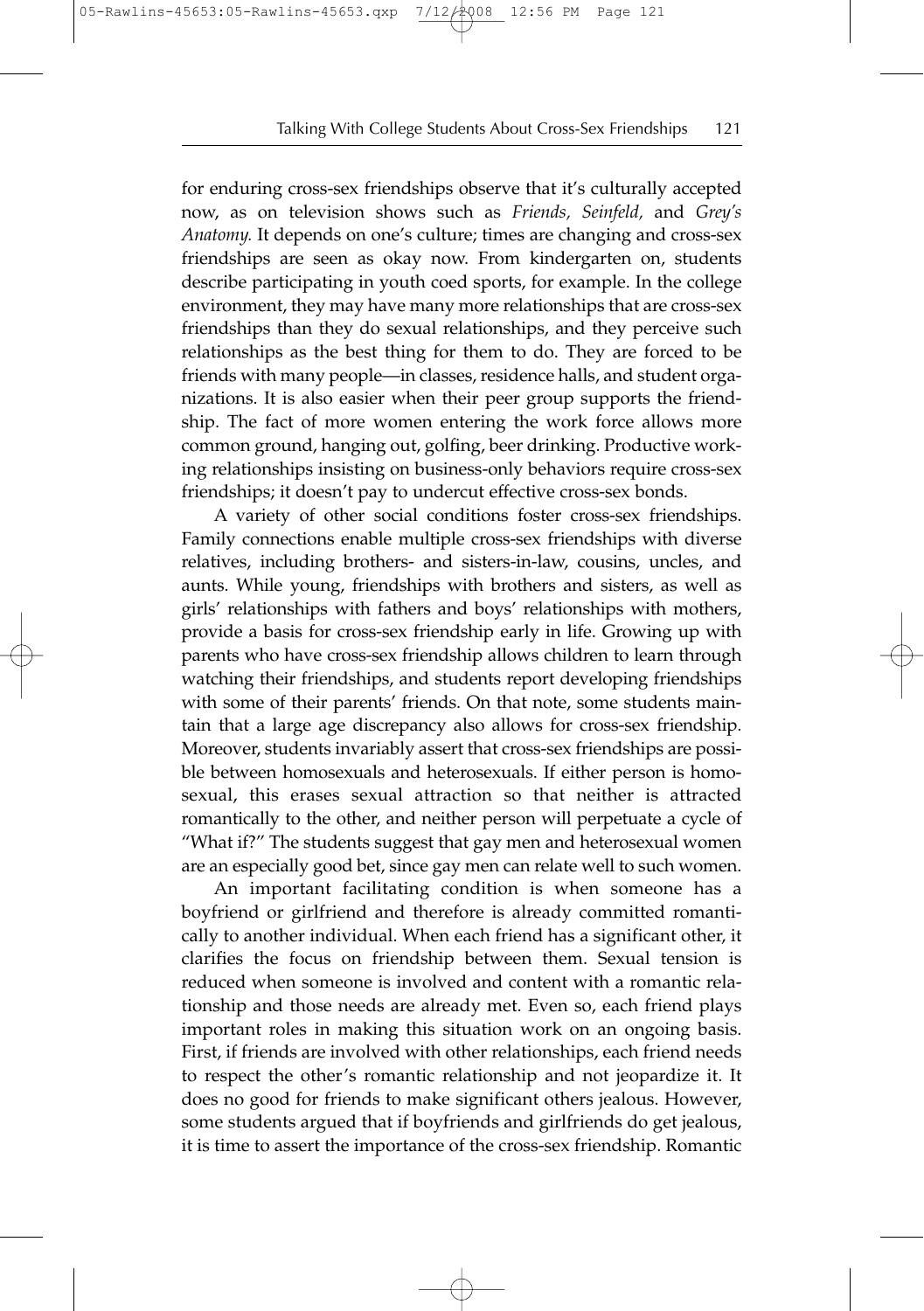for enduring cross-sex friendships observe that it's culturally accepted now, as on television shows such as *Friends, Seinfeld,* and *Grey's Anatomy.* It depends on one's culture; times are changing and cross-sex friendships are seen as okay now. From kindergarten on, students describe participating in youth coed sports, for example. In the college environment, they may have many more relationships that are cross-sex friendships than they do sexual relationships, and they perceive such relationships as the best thing for them to do. They are forced to be friends with many people—in classes, residence halls, and student organizations. It is also easier when their peer group supports the friendship. The fact of more women entering the work force allows more common ground, hanging out, golfing, beer drinking. Productive working relationships insisting on business-only behaviors require cross-sex friendships; it doesn't pay to undercut effective cross-sex bonds.

A variety of other social conditions foster cross-sex friendships. Family connections enable multiple cross-sex friendships with diverse relatives, including brothers- and sisters-in-law, cousins, uncles, and aunts. While young, friendships with brothers and sisters, as well as girls' relationships with fathers and boys' relationships with mothers, provide a basis for cross-sex friendship early in life. Growing up with parents who have cross-sex friendship allows children to learn through watching their friendships, and students report developing friendships with some of their parents' friends. On that note, some students maintain that a large age discrepancy also allows for cross-sex friendship. Moreover, students invariably assert that cross-sex friendships are possible between homosexuals and heterosexuals. If either person is homosexual, this erases sexual attraction so that neither is attracted romantically to the other, and neither person will perpetuate a cycle of "What if?" The students suggest that gay men and heterosexual women are an especially good bet, since gay men can relate well to such women.

An important facilitating condition is when someone has a boyfriend or girlfriend and therefore is already committed romantically to another individual. When each friend has a significant other, it clarifies the focus on friendship between them. Sexual tension is reduced when someone is involved and content with a romantic relationship and those needs are already met. Even so, each friend plays important roles in making this situation work on an ongoing basis. First, if friends are involved with other relationships, each friend needs to respect the other's romantic relationship and not jeopardize it. It does no good for friends to make significant others jealous. However, some students argued that if boyfriends and girlfriends do get jealous, it is time to assert the importance of the cross-sex friendship. Romantic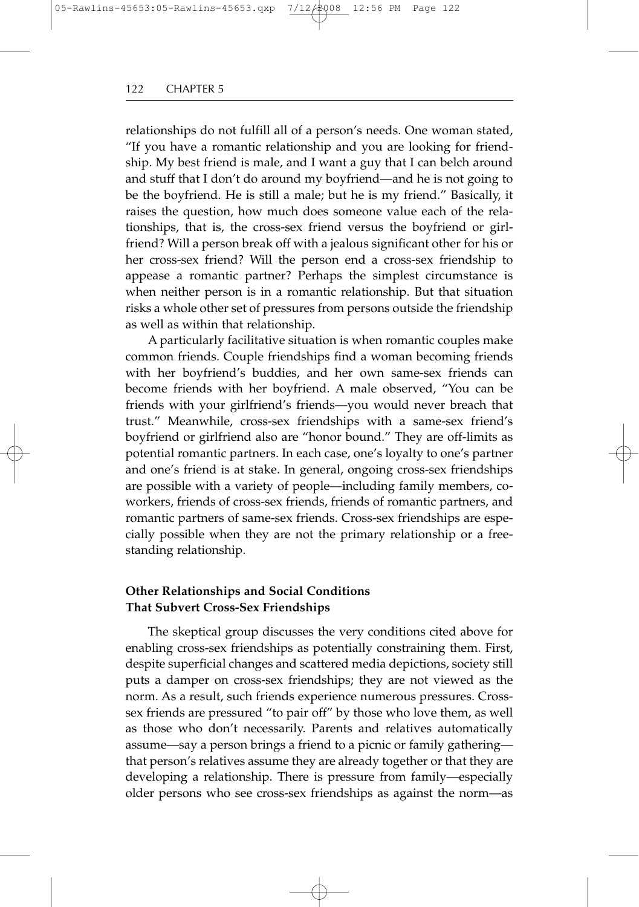relationships do not fulfill all of a person's needs. One woman stated, "If you have a romantic relationship and you are looking for friendship. My best friend is male, and I want a guy that I can belch around and stuff that I don't do around my boyfriend—and he is not going to be the boyfriend. He is still a male; but he is my friend." Basically, it raises the question, how much does someone value each of the relationships, that is, the cross-sex friend versus the boyfriend or girlfriend? Will a person break off with a jealous significant other for his or her cross-sex friend? Will the person end a cross-sex friendship to appease a romantic partner? Perhaps the simplest circumstance is when neither person is in a romantic relationship. But that situation risks a whole other set of pressures from persons outside the friendship as well as within that relationship.

A particularly facilitative situation is when romantic couples make common friends. Couple friendships find a woman becoming friends with her boyfriend's buddies, and her own same-sex friends can become friends with her boyfriend. A male observed, "You can be friends with your girlfriend's friends—you would never breach that trust." Meanwhile, cross-sex friendships with a same-sex friend's boyfriend or girlfriend also are "honor bound." They are off-limits as potential romantic partners. In each case, one's loyalty to one's partner and one's friend is at stake. In general, ongoing cross-sex friendships are possible with a variety of people—including family members, co-workers, friends of cross-sex friends, friends of romantic partners, and romantic partners of same-sex friends. Cross-sex friendships are especially possible when they are not the primary relationship or a free-standing relationship.

### Other Relationships and Social Conditions That Subvert Cross-Sex Friendships

The skeptical group discusses the very conditions cited above for enabling cross-sex friendships as potentially constraining them. First, despite superficial changes and scattered media depictions, society still puts a damper on cross-sex friendships; they are not viewed as the norm. As a result, such friends experience numerous pressures. Cross-sex friends are pressured "to pair off" by those who love them, as well as those who don't necessarily. Parents and relatives automatically assume—say a person brings a friend to a picnic or family gathering—that person's relatives assume they are already together or that they are developing a relationship. There is pressure from family—especially older persons who see cross-sex friendships as against the norm—as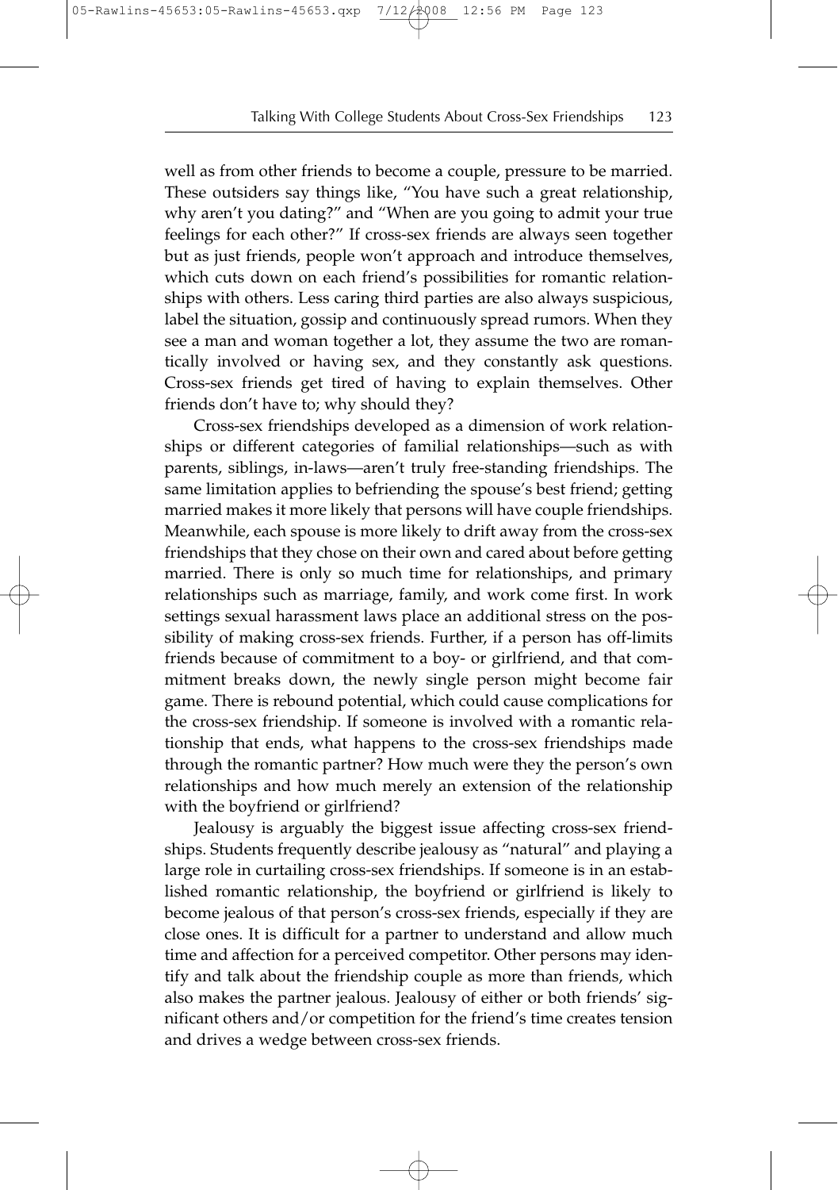well as from other friends to become a couple, pressure to be married. These outsiders say things like, "You have such a great relationship, why aren't you dating?" and "When are you going to admit your true feelings for each other?" If cross-sex friends are always seen together but as just friends, people won't approach and introduce themselves, which cuts down on each friend's possibilities for romantic relationships with others. Less caring third parties are also always suspicious, label the situation, gossip and continuously spread rumors. When they see a man and woman together a lot, they assume the two are romantically involved or having sex, and they constantly ask questions. Cross-sex friends get tired of having to explain themselves. Other friends don't have to; why should they?

Cross-sex friendships developed as a dimension of work relationships or different categories of familial relationships—such as with parents, siblings, in-laws—aren't truly free-standing friendships. The same limitation applies to befriending the spouse's best friend; getting married makes it more likely that persons will have couple friendships. Meanwhile, each spouse is more likely to drift away from the cross-sex friendships that they chose on their own and cared about before getting married. There is only so much time for relationships, and primary relationships such as marriage, family, and work come first. In work settings sexual harassment laws place an additional stress on the possibility of making cross-sex friends. Further, if a person has off-limits friends because of commitment to a boy- or girlfriend, and that commitment breaks down, the newly single person might become fair game. There is rebound potential, which could cause complications for the cross-sex friendship. If someone is involved with a romantic relationship that ends, what happens to the cross-sex friendships made through the romantic partner? How much were they the person's own relationships and how much merely an extension of the relationship with the boyfriend or girlfriend?

Jealousy is arguably the biggest issue affecting cross-sex friendships. Students frequently describe jealousy as "natural" and playing a large role in curtailing cross-sex friendships. If someone is in an established romantic relationship, the boyfriend or girlfriend is likely to become jealous of that person's cross-sex friends, especially if they are close ones. It is difficult for a partner to understand and allow much time and affection for a perceived competitor. Other persons may identify and talk about the friendship couple as more than friends, which also makes the partner jealous. Jealousy of either or both friends' significant others and/or competition for the friend's time creates tension and drives a wedge between cross-sex friends.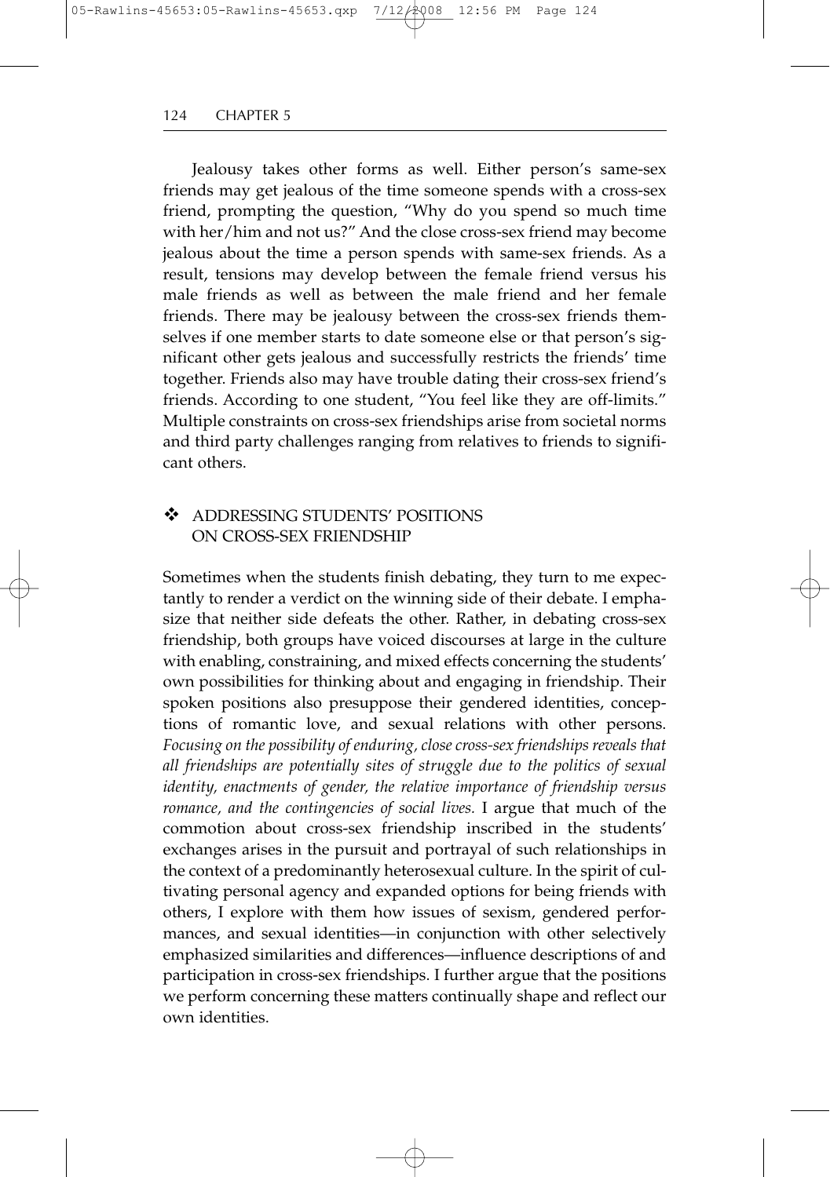Jealousy takes other forms as well. Either person's same-sex friends may get jealous of the time someone spends with a cross-sex friend, prompting the question, "Why do you spend so much time with her/him and not us?" And the close cross-sex friend may become jealous about the time a person spends with same-sex friends. As a result, tensions may develop between the female friend versus his male friends as well as between the male friend and her female friends. There may be jealousy between the cross-sex friends themselves if one member starts to date someone else or that person's significant other gets jealous and successfully restricts the friends' time together. Friends also may have trouble dating their cross-sex friend's friends. According to one student, "You feel like they are off-limits." Multiple constraints on cross-sex friendships arise from societal norms and third party challenges ranging from relatives to friends to significant others.

## ❖ ADDRESSING STUDENTS' POSITIONS ON CROSS-SEX FRIENDSHIP

Sometimes when the students finish debating, they turn to me expectantly to render a verdict on the winning side of their debate. I emphasize that neither side defeats the other. Rather, in debating cross-sex friendship, both groups have voiced discourses at large in the culture with enabling, constraining, and mixed effects concerning the students' own possibilities for thinking about and engaging in friendship. Their spoken positions also presuppose their gendered identities, conceptions of romantic love, and sexual relations with other persons. *Focusing on the possibility of enduring, close cross-sex friendships reveals that all friendships are potentially sites of struggle due to the politics of sexual identity, enactments of gender, the relative importance of friendship versus romance, and the contingencies of social lives.* I argue that much of the commotion about cross-sex friendship inscribed in the students' exchanges arises in the pursuit and portrayal of such relationships in the context of a predominantly heterosexual culture. In the spirit of cultivating personal agency and expanded options for being friends with others, I explore with them how issues of sexism, gendered performances, and sexual identities—in conjunction with other selectively emphasized similarities and differences—influence descriptions of and participation in cross-sex friendships. I further argue that the positions we perform concerning these matters continually shape and reflect our own identities.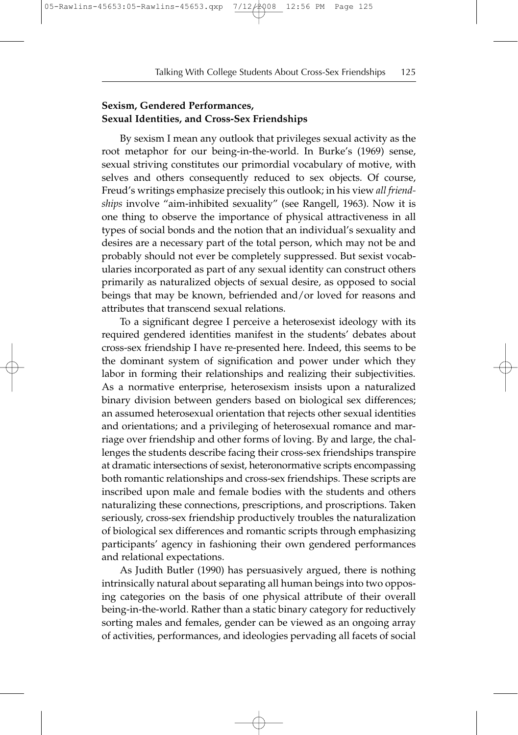### Sexism, Gendered Performances, Sexual Identities, and Cross-Sex Friendships

By sexism I mean any outlook that privileges sexual activity as the root metaphor for our being-in-the-world. In Burke's (1969) sense, sexual striving constitutes our primordial vocabulary of motive, with selves and others consequently reduced to sex objects. Of course, Freud's writings emphasize precisely this outlook; in his view *all friendships* involve "aim-inhibited sexuality" (see Rangell, 1963). Now it is one thing to observe the importance of physical attractiveness in all types of social bonds and the notion that an individual's sexuality and desires are a necessary part of the total person, which may not be and probably should not ever be completely suppressed. But sexist vocabularies incorporated as part of any sexual identity can construct others primarily as naturalized objects of sexual desire, as opposed to social beings that may be known, befriended and/or loved for reasons and attributes that transcend sexual relations.

To a significant degree I perceive a heterosexist ideology with its required gendered identities manifest in the students' debates about cross-sex friendship I have re-presented here. Indeed, this seems to be the dominant system of signification and power under which they labor in forming their relationships and realizing their subjectivities. As a normative enterprise, heterosexism insists upon a naturalized binary division between genders based on biological sex differences; an assumed heterosexual orientation that rejects other sexual identities and orientations; and a privileging of heterosexual romance and marriage over friendship and other forms of loving. By and large, the challenges the students describe facing their cross-sex friendships transpire at dramatic intersections of sexist, heteronormative scripts encompassing both romantic relationships and cross-sex friendships. These scripts are inscribed upon male and female bodies with the students and others naturalizing these connections, prescriptions, and proscriptions. Taken seriously, cross-sex friendship productively troubles the naturalization of biological sex differences and romantic scripts through emphasizing participants' agency in fashioning their own gendered performances and relational expectations.

As Judith Butler (1990) has persuasively argued, there is nothing intrinsically natural about separating all human beings into two opposing categories on the basis of one physical attribute of their overall being-in-the-world. Rather than a static binary category for reductively sorting males and females, gender can be viewed as an ongoing array of activities, performances, and ideologies pervading all facets of social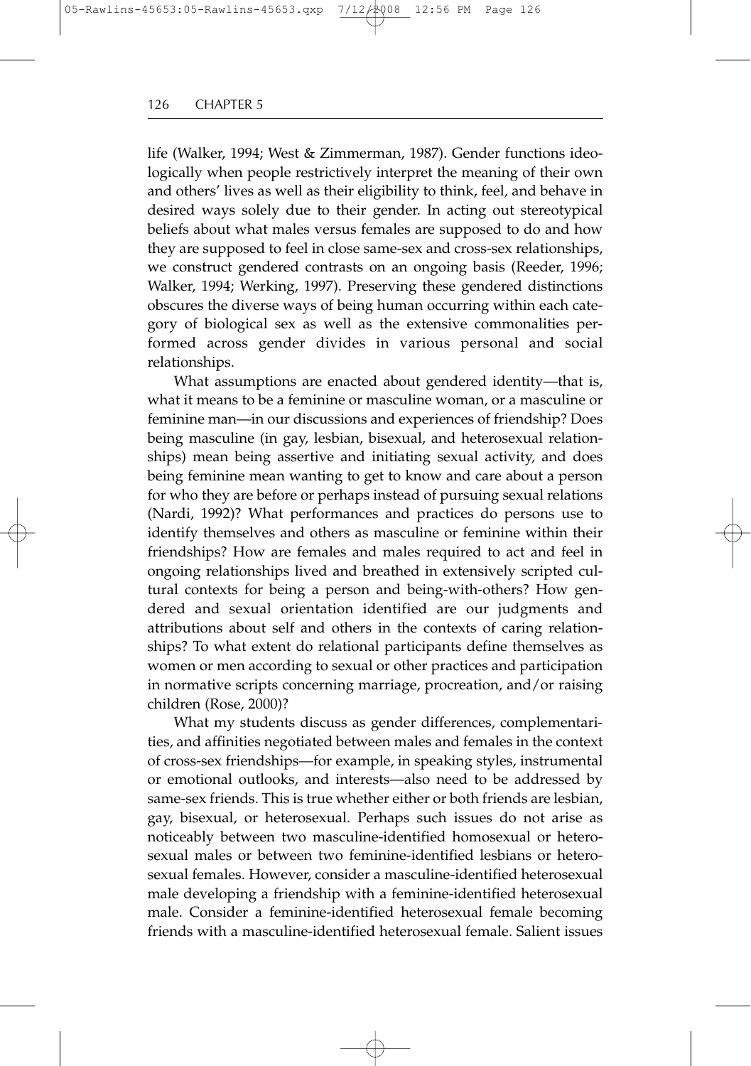life (Walker, 1994; West & Zimmerman, 1987). Gender functions ideologically when people restrictively interpret the meaning of their own and others' lives as well as their eligibility to think, feel, and behave in desired ways solely due to their gender. In acting out stereotypical beliefs about what males versus females are supposed to do and how they are supposed to feel in close same-sex and cross-sex relationships, we construct gendered contrasts on an ongoing basis (Reeder, 1996; Walker, 1994; Werking, 1997). Preserving these gendered distinctions obscures the diverse ways of being human occurring within each category of biological sex as well as the extensive commonalities performed across gender divides in various personal and social relationships.

What assumptions are enacted about gendered identity—that is, what it means to be a feminine or masculine woman, or a masculine or feminine man—in our discussions and experiences of friendship? Does being masculine (in gay, lesbian, bisexual, and heterosexual relationships) mean being assertive and initiating sexual activity, and does being feminine mean wanting to get to know and care about a person for who they are before or perhaps instead of pursuing sexual relations (Nardi, 1992)? What performances and practices do persons use to identify themselves and others as masculine or feminine within their friendships? How are females and males required to act and feel in ongoing relationships lived and breathed in extensively scripted cultural contexts for being a person and being-with-others? How gendered and sexual orientation identified are our judgments and attributions about self and others in the contexts of caring relationships? To what extent do relational participants define themselves as women or men according to sexual or other practices and participation in normative scripts concerning marriage, procreation, and/or raising children (Rose, 2000)?

What my students discuss as gender differences, complementarities, and affinities negotiated between males and females in the context of cross-sex friendships—for example, in speaking styles, instrumental or emotional outlooks, and interests—also need to be addressed by same-sex friends. This is true whether either or both friends are lesbian, gay, bisexual, or heterosexual. Perhaps such issues do not arise as noticeably between two masculine-identified homosexual or heterosexual males or between two feminine-identified lesbians or heterosexual females. However, consider a masculine-identified heterosexual male developing a friendship with a feminine-identified heterosexual male. Consider a feminine-identified heterosexual female becoming friends with a masculine-identified heterosexual female. Salient issues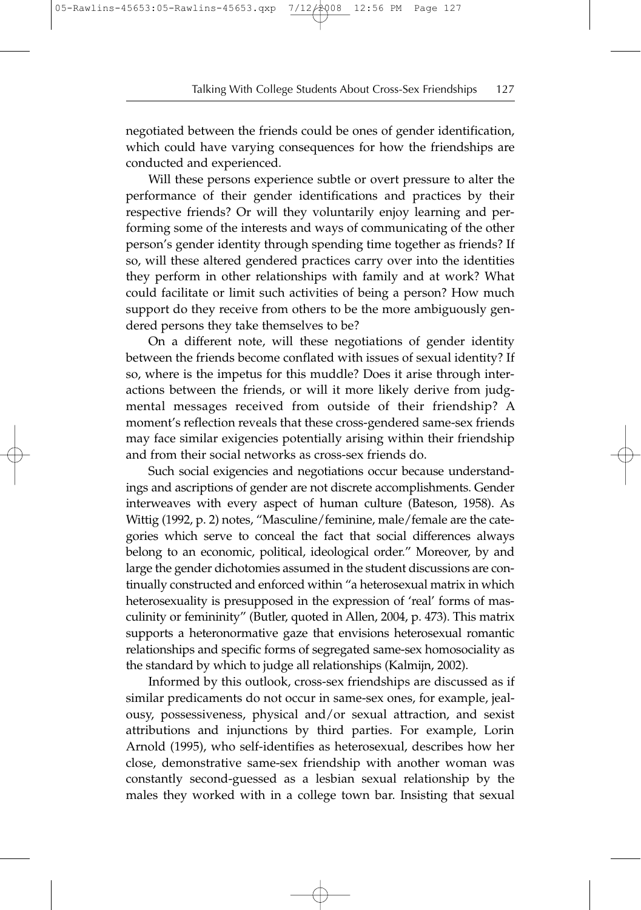negotiated between the friends could be ones of gender identification, which could have varying consequences for how the friendships are conducted and experienced.

Will these persons experience subtle or overt pressure to alter the performance of their gender identifications and practices by their respective friends? Or will they voluntarily enjoy learning and performing some of the interests and ways of communicating of the other person's gender identity through spending time together as friends? If so, will these altered gendered practices carry over into the identities they perform in other relationships with family and at work? What could facilitate or limit such activities of being a person? How much support do they receive from others to be the more ambiguously gendered persons they take themselves to be?

On a different note, will these negotiations of gender identity between the friends become conflated with issues of sexual identity? If so, where is the impetus for this muddle? Does it arise through interactions between the friends, or will it more likely derive from judgmental messages received from outside of their friendship? A moment's reflection reveals that these cross-gendered same-sex friends may face similar exigencies potentially arising within their friendship and from their social networks as cross-sex friends do.

Such social exigencies and negotiations occur because understandings and ascriptions of gender are not discrete accomplishments. Gender interweaves with every aspect of human culture (Bateson, 1958). As Wittig (1992, p. 2) notes, "Masculine/feminine, male/female are the categories which serve to conceal the fact that social differences always belong to an economic, political, ideological order." Moreover, by and large the gender dichotomies assumed in the student discussions are continually constructed and enforced within "a heterosexual matrix in which heterosexuality is presupposed in the expression of 'real' forms of masculinity or femininity" (Butler, quoted in Allen, 2004, p. 473). This matrix supports a heteronormative gaze that envisions heterosexual romantic relationships and specific forms of segregated same-sex homosociality as the standard by which to judge all relationships (Kalmijn, 2002).

Informed by this outlook, cross-sex friendships are discussed as if similar predicaments do not occur in same-sex ones, for example, jealousy, possessiveness, physical and/or sexual attraction, and sexist attributions and injunctions by third parties. For example, Lorin Arnold (1995), who self-identifies as heterosexual, describes how her close, demonstrative same-sex friendship with another woman was constantly second-guessed as a lesbian sexual relationship by the males they worked with in a college town bar. Insisting that sexual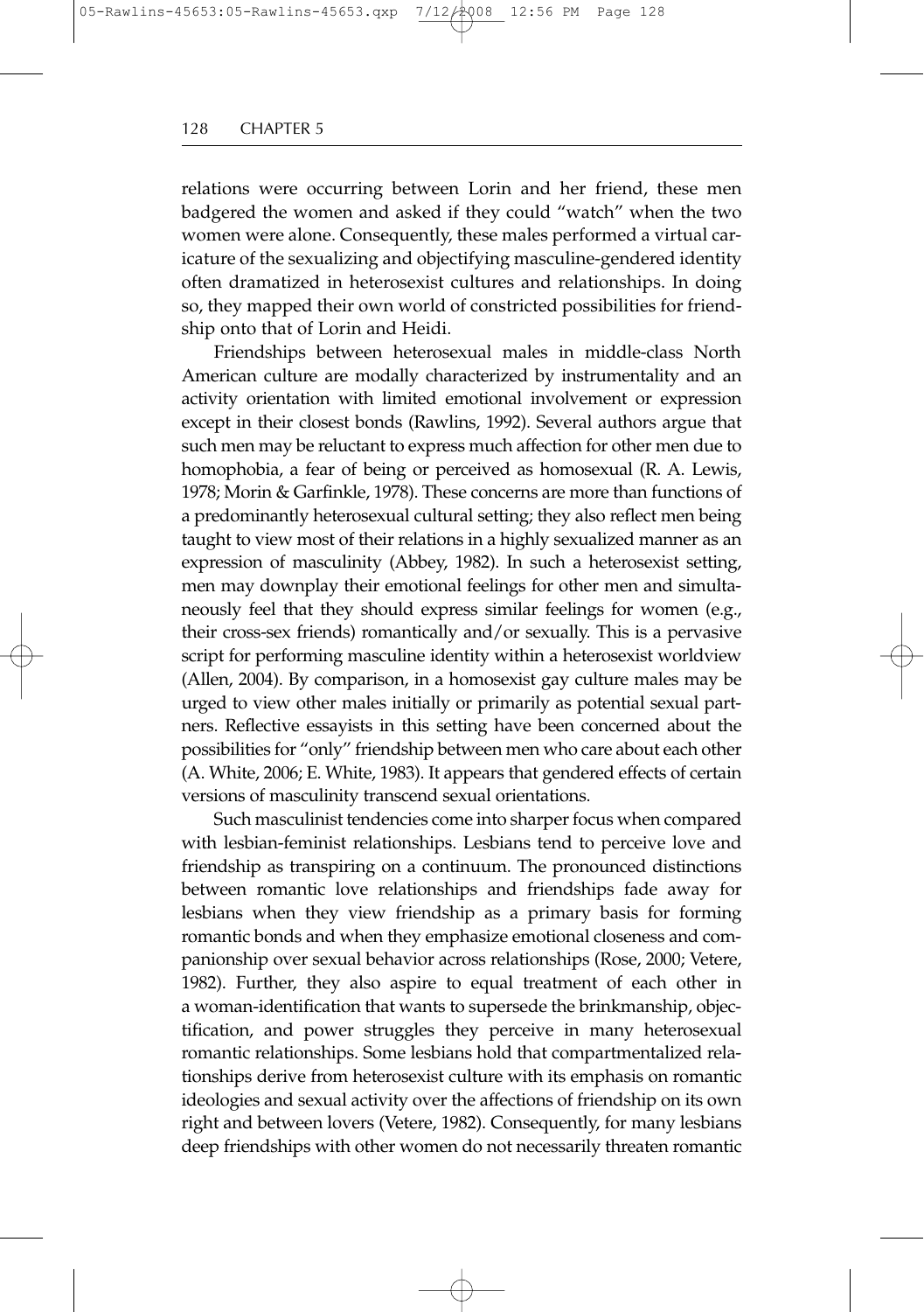relations were occurring between Lorin and her friend, these men badgered the women and asked if they could "watch" when the two women were alone. Consequently, these males performed a virtual caricature of the sexualizing and objectifying masculine-gendered identity often dramatized in heterosexist cultures and relationships. In doing so, they mapped their own world of constricted possibilities for friendship onto that of Lorin and Heidi.

Friendships between heterosexual males in middle-class North American culture are modally characterized by instrumentality and an activity orientation with limited emotional involvement or expression except in their closest bonds (Rawlins, 1992). Several authors argue that such men may be reluctant to express much affection for other men due to homophobia, a fear of being or perceived as homosexual (R. A. Lewis, 1978; Morin & Garfinkle, 1978). These concerns are more than functions of a predominantly heterosexual cultural setting; they also reflect men being taught to view most of their relations in a highly sexualized manner as an expression of masculinity (Abbey, 1982). In such a heterosexist setting, men may downplay their emotional feelings for other men and simultaneously feel that they should express similar feelings for women (e.g., their cross-sex friends) romantically and/or sexually. This is a pervasive script for performing masculine identity within a heterosexist worldview (Allen, 2004). By comparison, in a homosexist gay culture males may be urged to view other males initially or primarily as potential sexual partners. Reflective essayists in this setting have been concerned about the possibilities for "only" friendship between men who care about each other (A. White, 2006; E. White, 1983). It appears that gendered effects of certain versions of masculinity transcend sexual orientations.

Such masculinist tendencies come into sharper focus when compared with lesbian-feminist relationships. Lesbians tend to perceive love and friendship as transpiring on a continuum. The pronounced distinctions between romantic love relationships and friendships fade away for lesbians when they view friendship as a primary basis for forming romantic bonds and when they emphasize emotional closeness and companionship over sexual behavior across relationships (Rose, 2000; Vetere, 1982). Further, they also aspire to equal treatment of each other in a woman-identification that wants to supersede the brinkmanship, objectification, and power struggles they perceive in many heterosexual romantic relationships. Some lesbians hold that compartmentalized relationships derive from heterosexist culture with its emphasis on romantic ideologies and sexual activity over the affections of friendship on its own right and between lovers (Vetere, 1982). Consequently, for many lesbians deep friendships with other women do not necessarily threaten romantic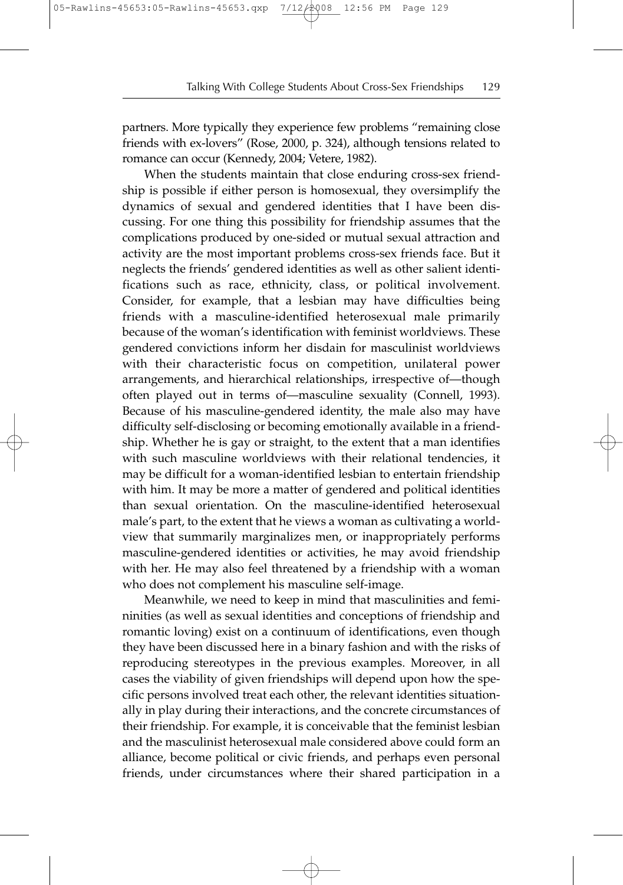partners. More typically they experience few problems "remaining close friends with ex-lovers" (Rose, 2000, p. 324), although tensions related to romance can occur (Kennedy, 2004; Vetere, 1982).

When the students maintain that close enduring cross-sex friendship is possible if either person is homosexual, they oversimplify the dynamics of sexual and gendered identities that I have been discussing. For one thing this possibility for friendship assumes that the complications produced by one-sided or mutual sexual attraction and activity are the most important problems cross-sex friends face. But it neglects the friends' gendered identities as well as other salient identifications such as race, ethnicity, class, or political involvement. Consider, for example, that a lesbian may have difficulties being friends with a masculine-identified heterosexual male primarily because of the woman's identification with feminist worldviews. These gendered convictions inform her disdain for masculinist worldviews with their characteristic focus on competition, unilateral power arrangements, and hierarchical relationships, irrespective of—though often played out in terms of—masculine sexuality (Connell, 1993). Because of his masculine-gendered identity, the male also may have difficulty self-disclosing or becoming emotionally available in a friendship. Whether he is gay or straight, to the extent that a man identifies with such masculine worldviews with their relational tendencies, it may be difficult for a woman-identified lesbian to entertain friendship with him. It may be more a matter of gendered and political identities than sexual orientation. On the masculine-identified heterosexual male's part, to the extent that he views a woman as cultivating a worldview that summarily marginalizes men, or inappropriately performs masculine-gendered identities or activities, he may avoid friendship with her. He may also feel threatened by a friendship with a woman who does not complement his masculine self-image.

Meanwhile, we need to keep in mind that masculinities and femininities (as well as sexual identities and conceptions of friendship and romantic loving) exist on a continuum of identifications, even though they have been discussed here in a binary fashion and with the risks of reproducing stereotypes in the previous examples. Moreover, in all cases the viability of given friendships will depend upon how the specific persons involved treat each other, the relevant identities situationally in play during their interactions, and the concrete circumstances of their friendship. For example, it is conceivable that the feminist lesbian and the masculinist heterosexual male considered above could form an alliance, become political or civic friends, and perhaps even personal friends, under circumstances where their shared participation in a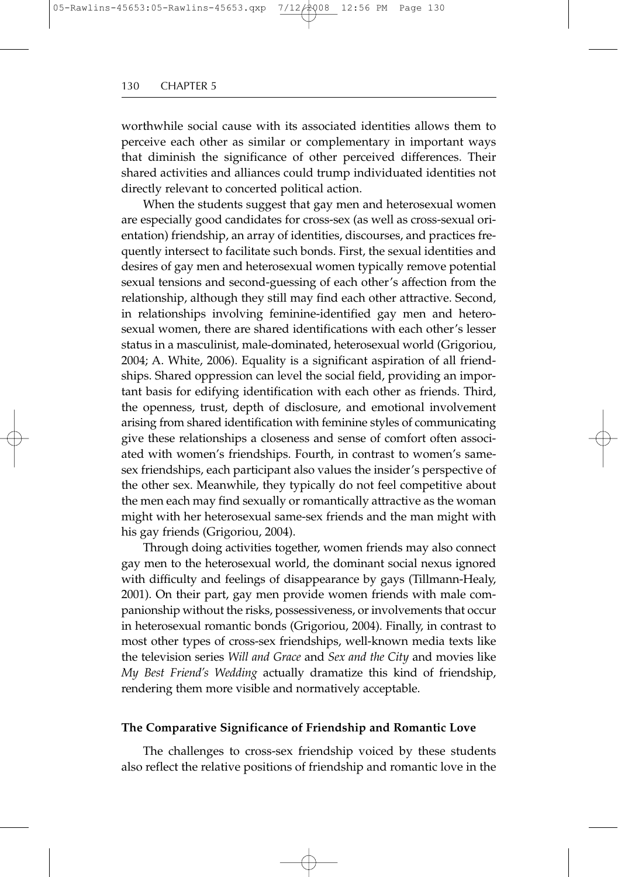worthwhile social cause with its associated identities allows them to perceive each other as similar or complementary in important ways that diminish the significance of other perceived differences. Their shared activities and alliances could trump individuated identities not directly relevant to concerted political action.

When the students suggest that gay men and heterosexual women are especially good candidates for cross-sex (as well as cross-sexual orientation) friendship, an array of identities, discourses, and practices frequently intersect to facilitate such bonds. First, the sexual identities and desires of gay men and heterosexual women typically remove potential sexual tensions and second-guessing of each other's affection from the relationship, although they still may find each other attractive. Second, in relationships involving feminine-identified gay men and heterosexual women, there are shared identifications with each other's lesser status in a masculinist, male-dominated, heterosexual world (Grigoriou, 2004; A. White, 2006). Equality is a significant aspiration of all friendships. Shared oppression can level the social field, providing an important basis for edifying identification with each other as friends. Third, the openness, trust, depth of disclosure, and emotional involvement arising from shared identification with feminine styles of communicating give these relationships a closeness and sense of comfort often associated with women's friendships. Fourth, in contrast to women's same-sex friendships, each participant also values the insider's perspective of the other sex. Meanwhile, they typically do not feel competitive about the men each may find sexually or romantically attractive as the woman might with her heterosexual same-sex friends and the man might with his gay friends (Grigoriou, 2004).

Through doing activities together, women friends may also connect gay men to the heterosexual world, the dominant social nexus ignored with difficulty and feelings of disappearance by gays (Tillmann-Healy, 2001). On their part, gay men provide women friends with male companionship without the risks, possessiveness, or involvements that occur in heterosexual romantic bonds (Grigoriou, 2004). Finally, in contrast to most other types of cross-sex friendships, well-known media texts like the television series *Will and Grace* and *Sex and the City* and movies like *My Best Friend's Wedding* actually dramatize this kind of friendship, rendering them more visible and normatively acceptable.

### The Comparative Significance of Friendship and Romantic Love

The challenges to cross-sex friendship voiced by these students also reflect the relative positions of friendship and romantic love in the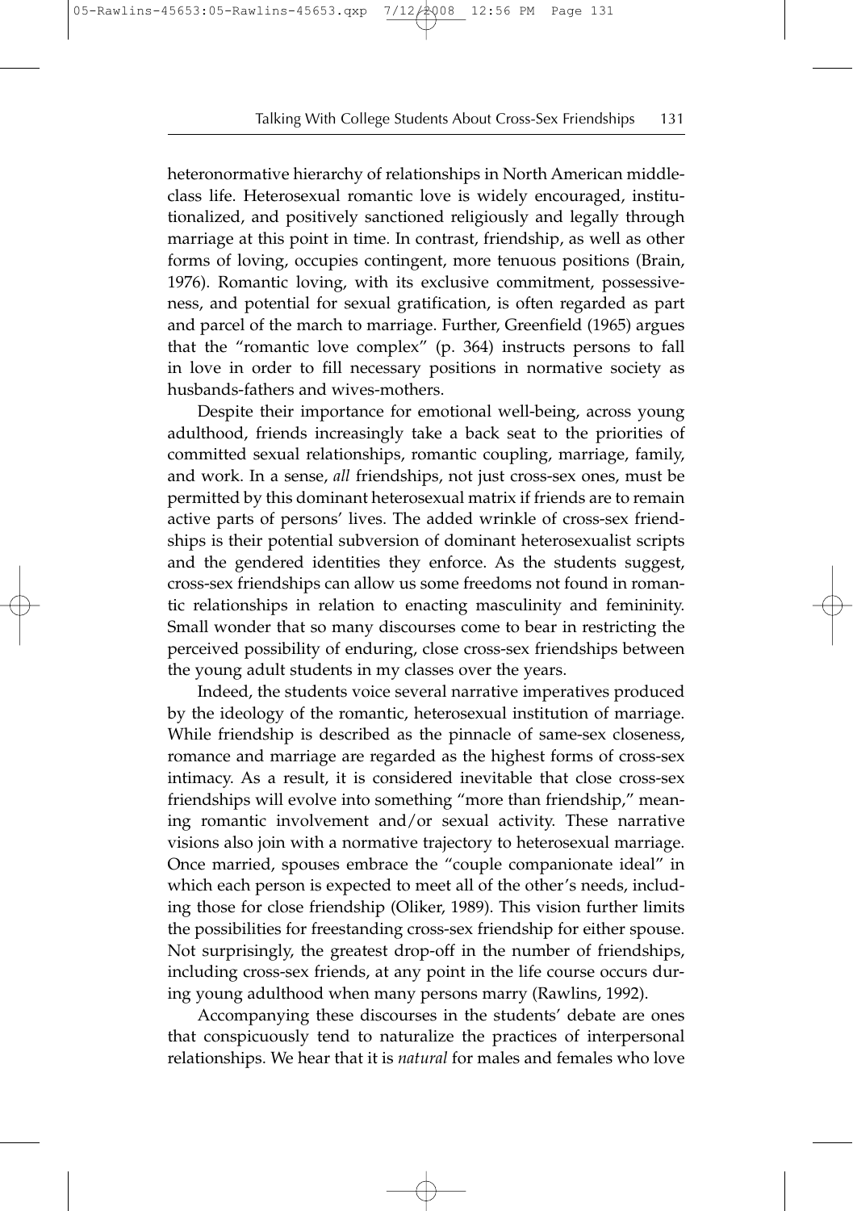heteronormative hierarchy of relationships in North American middle-class life. Heterosexual romantic love is widely encouraged, institutionalized, and positively sanctioned religiously and legally through marriage at this point in time. In contrast, friendship, as well as other forms of loving, occupies contingent, more tenuous positions (Brain, 1976). Romantic loving, with its exclusive commitment, possessiveness, and potential for sexual gratification, is often regarded as part and parcel of the march to marriage. Further, Greenfield (1965) argues that the "romantic love complex" (p. 364) instructs persons to fall in love in order to fill necessary positions in normative society as husbands-fathers and wives-mothers.

Despite their importance for emotional well-being, across young adulthood, friends increasingly take a back seat to the priorities of committed sexual relationships, romantic coupling, marriage, family, and work. In a sense, *all* friendships, not just cross-sex ones, must be permitted by this dominant heterosexual matrix if friends are to remain active parts of persons' lives. The added wrinkle of cross-sex friendships is their potential subversion of dominant heterosexualist scripts and the gendered identities they enforce. As the students suggest, cross-sex friendships can allow us some freedoms not found in romantic relationships in relation to enacting masculinity and femininity. Small wonder that so many discourses come to bear in restricting the perceived possibility of enduring, close cross-sex friendships between the young adult students in my classes over the years.

Indeed, the students voice several narrative imperatives produced by the ideology of the romantic, heterosexual institution of marriage. While friendship is described as the pinnacle of same-sex closeness, romance and marriage are regarded as the highest forms of cross-sex intimacy. As a result, it is considered inevitable that close cross-sex friendships will evolve into something "more than friendship," meaning romantic involvement and/or sexual activity. These narrative visions also join with a normative trajectory to heterosexual marriage. Once married, spouses embrace the "couple companionate ideal" in which each person is expected to meet all of the other's needs, including those for close friendship (Oliker, 1989). This vision further limits the possibilities for freestanding cross-sex friendship for either spouse. Not surprisingly, the greatest drop-off in the number of friendships, including cross-sex friends, at any point in the life course occurs during young adulthood when many persons marry (Rawlins, 1992).

Accompanying these discourses in the students' debate are ones that conspicuously tend to naturalize the practices of interpersonal relationships. We hear that it is *natural* for males and females who love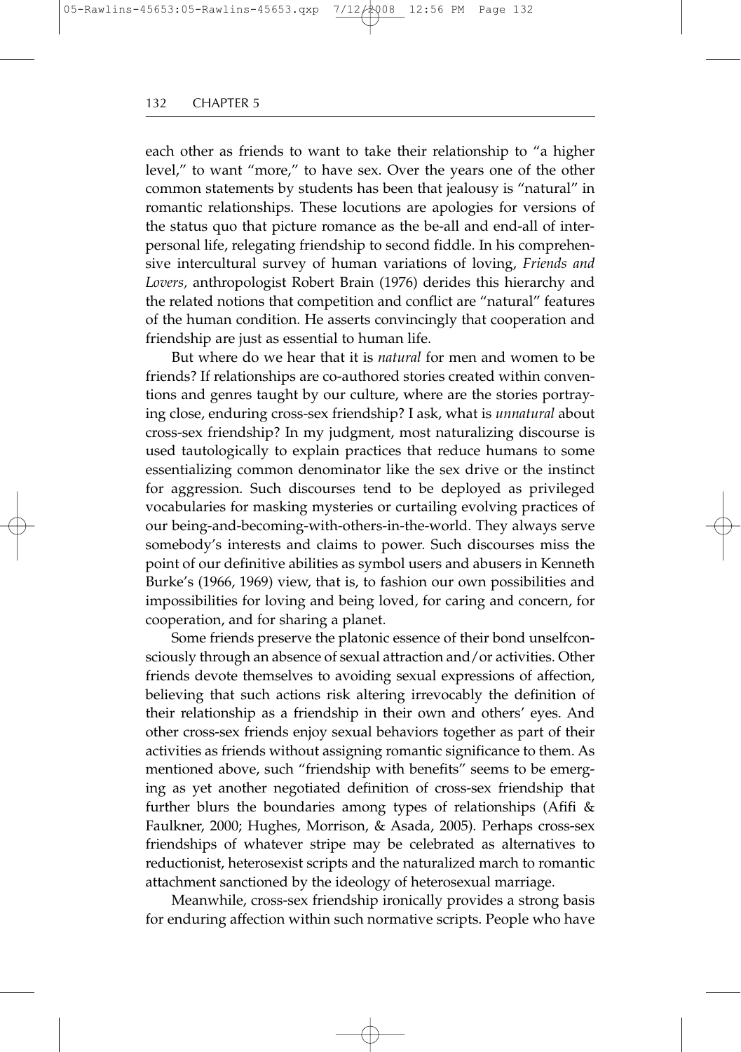each other as friends to want to take their relationship to "a higher level," to want "more," to have sex. Over the years one of the other common statements by students has been that jealousy is "natural" in romantic relationships. These locutions are apologies for versions of the status quo that picture romance as the be-all and end-all of interpersonal life, relegating friendship to second fiddle. In his comprehensive intercultural survey of human variations of loving, *Friends and Lovers,* anthropologist Robert Brain (1976) derides this hierarchy and the related notions that competition and conflict are "natural" features of the human condition. He asserts convincingly that cooperation and friendship are just as essential to human life.

But where do we hear that it is *natural* for men and women to be friends? If relationships are co-authored stories created within conventions and genres taught by our culture, where are the stories portraying close, enduring cross-sex friendship? I ask, what is *unnatural* about cross-sex friendship? In my judgment, most naturalizing discourse is used tautologically to explain practices that reduce humans to some essentializing common denominator like the sex drive or the instinct for aggression. Such discourses tend to be deployed as privileged vocabularies for masking mysteries or curtailing evolving practices of our being-and-becoming-with-others-in-the-world. They always serve somebody's interests and claims to power. Such discourses miss the point of our definitive abilities as symbol users and abusers in Kenneth Burke's (1966, 1969) view, that is, to fashion our own possibilities and impossibilities for loving and being loved, for caring and concern, for cooperation, and for sharing a planet.

Some friends preserve the platonic essence of their bond unselfconsciously through an absence of sexual attraction and/or activities. Other friends devote themselves to avoiding sexual expressions of affection, believing that such actions risk altering irrevocably the definition of their relationship as a friendship in their own and others' eyes. And other cross-sex friends enjoy sexual behaviors together as part of their activities as friends without assigning romantic significance to them. As mentioned above, such "friendship with benefits" seems to be emerging as yet another negotiated definition of cross-sex friendship that further blurs the boundaries among types of relationships (Afifi & Faulkner, 2000; Hughes, Morrison, & Asada, 2005). Perhaps cross-sex friendships of whatever stripe may be celebrated as alternatives to reductionist, heterosexist scripts and the naturalized march to romantic attachment sanctioned by the ideology of heterosexual marriage.

Meanwhile, cross-sex friendship ironically provides a strong basis for enduring affection within such normative scripts. People who have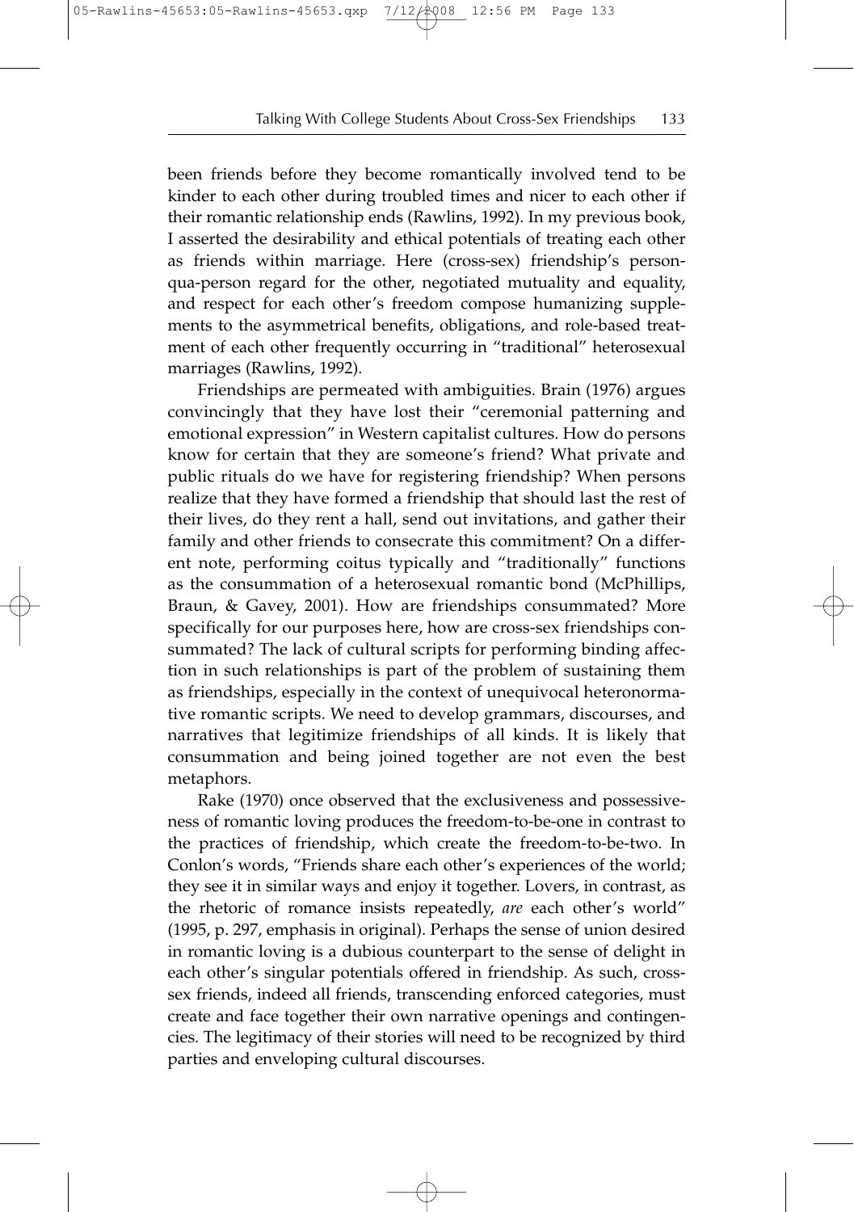been friends before they become romantically involved tend to be kinder to each other during troubled times and nicer to each other if their romantic relationship ends (Rawlins, 1992). In my previous book, I asserted the desirability and ethical potentials of treating each other as friends within marriage. Here (cross-sex) friendship's person-qua-person regard for the other, negotiated mutuality and equality, and respect for each other's freedom compose humanizing supplements to the asymmetrical benefits, obligations, and role-based treatment of each other frequently occurring in "traditional" heterosexual marriages (Rawlins, 1992).

Friendships are permeated with ambiguities. Brain (1976) argues convincingly that they have lost their "ceremonial patterning and emotional expression" in Western capitalist cultures. How do persons know for certain that they are someone's friend? What private and public rituals do we have for registering friendship? When persons realize that they have formed a friendship that should last the rest of their lives, do they rent a hall, send out invitations, and gather their family and other friends to consecrate this commitment? On a different note, performing coitus typically and "traditionally" functions as the consummation of a heterosexual romantic bond (McPhillips, Braun, & Gavey, 2001). How are friendships consummated? More specifically for our purposes here, how are cross-sex friendships consummated? The lack of cultural scripts for performing binding affection in such relationships is part of the problem of sustaining them as friendships, especially in the context of unequivocal heteronormative romantic scripts. We need to develop grammars, discourses, and narratives that legitimize friendships of all kinds. It is likely that consummation and being joined together are not even the best metaphors.

Rake (1970) once observed that the exclusiveness and possessiveness of romantic loving produces the freedom-to-be-one in contrast to the practices of friendship, which create the freedom-to-be-two. In Conlon's words, "Friends share each other's experiences of the world; they see it in similar ways and enjoy it together. Lovers, in contrast, as the rhetoric of romance insists repeatedly, *are* each other's world" (1995, p. 297, emphasis in original). Perhaps the sense of union desired in romantic loving is a dubious counterpart to the sense of delight in each other's singular potentials offered in friendship. As such, cross-sex friends, indeed all friends, transcending enforced categories, must create and face together their own narrative openings and contingencies. The legitimacy of their stories will need to be recognized by third parties and enveloping cultural discourses.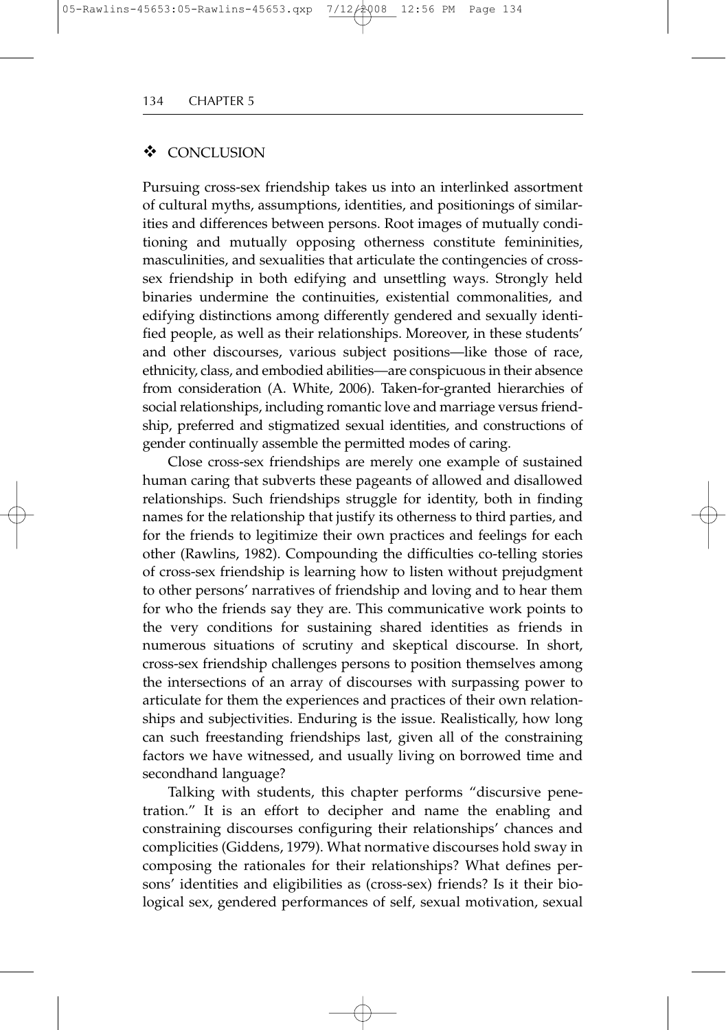## ❖ CONCLUSION

Pursuing cross-sex friendship takes us into an interlinked assortment of cultural myths, assumptions, identities, and positionings of similarities and differences between persons. Root images of mutually conditioning and mutually opposing otherness constitute femininities, masculinities, and sexualities that articulate the contingencies of cross-sex friendship in both edifying and unsettling ways. Strongly held binaries undermine the continuities, existential commonalities, and edifying distinctions among differently gendered and sexually identified people, as well as their relationships. Moreover, in these students' and other discourses, various subject positions—like those of race, ethnicity, class, and embodied abilities—are conspicuous in their absence from consideration (A. White, 2006). Taken-for-granted hierarchies of social relationships, including romantic love and marriage versus friendship, preferred and stigmatized sexual identities, and constructions of gender continually assemble the permitted modes of caring.

Close cross-sex friendships are merely one example of sustained human caring that subverts these pageants of allowed and disallowed relationships. Such friendships struggle for identity, both in finding names for the relationship that justify its otherness to third parties, and for the friends to legitimize their own practices and feelings for each other (Rawlins, 1982). Compounding the difficulties co-telling stories of cross-sex friendship is learning how to listen without prejudgment to other persons' narratives of friendship and loving and to hear them for who the friends say they are. This communicative work points to the very conditions for sustaining shared identities as friends in numerous situations of scrutiny and skeptical discourse. In short, cross-sex friendship challenges persons to position themselves among the intersections of an array of discourses with surpassing power to articulate for them the experiences and practices of their own relationships and subjectivities. Enduring is the issue. Realistically, how long can such freestanding friendships last, given all of the constraining factors we have witnessed, and usually living on borrowed time and secondhand language?

Talking with students, this chapter performs "discursive penetration." It is an effort to decipher and name the enabling and constraining discourses configuring their relationships' chances and complicities (Giddens, 1979). What normative discourses hold sway in composing the rationales for their relationships? What defines persons' identities and eligibilities as (cross-sex) friends? Is it their biological sex, gendered performances of self, sexual motivation, sexual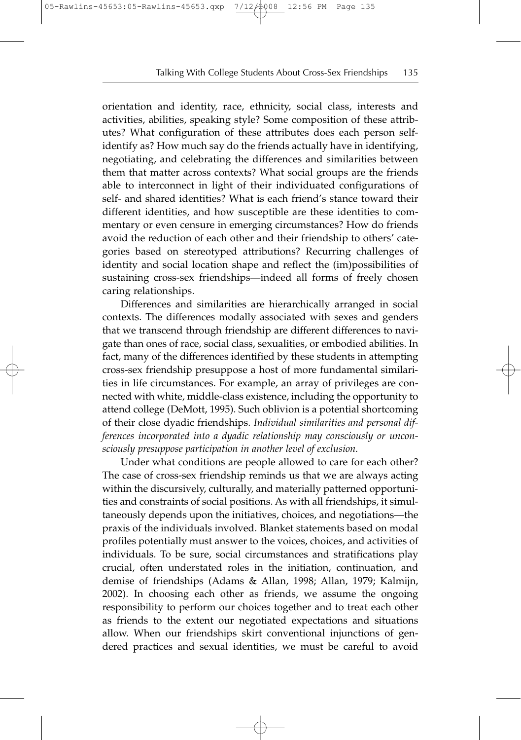orientation and identity, race, ethnicity, social class, interests and activities, abilities, speaking style? Some composition of these attributes? What configuration of these attributes does each person self-identify as? How much say do the friends actually have in identifying, negotiating, and celebrating the differences and similarities between them that matter across contexts? What social groups are the friends able to interconnect in light of their individuated configurations of self- and shared identities? What is each friend's stance toward their different identities, and how susceptible are these identities to commentary or even censure in emerging circumstances? How do friends avoid the reduction of each other and their friendship to others' categories based on stereotyped attributions? Recurring challenges of identity and social location shape and reflect the (im)possibilities of sustaining cross-sex friendships—indeed all forms of freely chosen caring relationships.

Differences and similarities are hierarchically arranged in social contexts. The differences modally associated with sexes and genders that we transcend through friendship are different differences to navigate than ones of race, social class, sexualities, or embodied abilities. In fact, many of the differences identified by these students in attempting cross-sex friendship presuppose a host of more fundamental similarities in life circumstances. For example, an array of privileges are connected with white, middle-class existence, including the opportunity to attend college (DeMott, 1995). Such oblivion is a potential shortcoming of their close dyadic friendships. *Individual similarities and personal differences incorporated into a dyadic relationship may consciously or unconsciously presuppose participation in another level of exclusion.*

Under what conditions are people allowed to care for each other? The case of cross-sex friendship reminds us that we are always acting within the discursively, culturally, and materially patterned opportunities and constraints of social positions. As with all friendships, it simultaneously depends upon the initiatives, choices, and negotiations—the praxis of the individuals involved. Blanket statements based on modal profiles potentially must answer to the voices, choices, and activities of individuals. To be sure, social circumstances and stratifications play crucial, often understated roles in the initiation, continuation, and demise of friendships (Adams & Allan, 1998; Allan, 1979; Kalmijn, 2002). In choosing each other as friends, we assume the ongoing responsibility to perform our choices together and to treat each other as friends to the extent our negotiated expectations and situations allow. When our friendships skirt conventional injunctions of gendered practices and sexual identities, we must be careful to avoid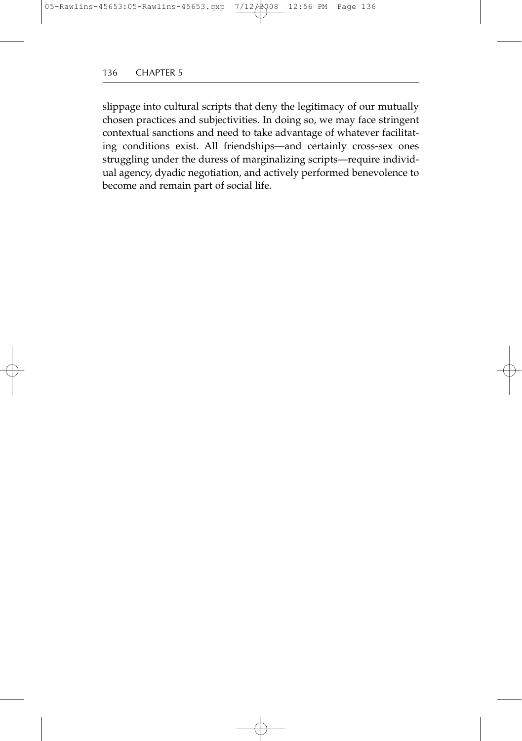slippage into cultural scripts that deny the legitimacy of our mutually chosen practices and subjectivities. In doing so, we may face stringent contextual sanctions and need to take advantage of whatever facilitating conditions exist. All friendships—and certainly cross-sex ones struggling under the duress of marginalizing scripts—require individual agency, dyadic negotiation, and actively performed benevolence to become and remain part of social life.